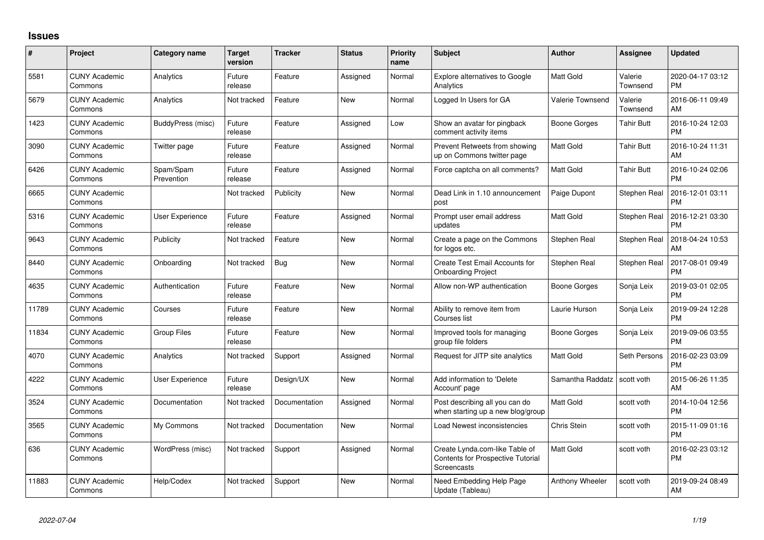# Issues

| # | Project | Category name | Target version | Tracker | Status | Priority name | Subject | Author | Assignee | Updated |
|---|---|---|---|---|---|---|---|---|---|---|
| 5581 | CUNY Academic Commons | Analytics | Future release | Feature | Assigned | Normal | Explore alternatives to Google Analytics | Matt Gold | Valerie Townsend | 2020-04-17 03:12 PM |
| 5679 | CUNY Academic Commons | Analytics | Not tracked | Feature | New | Normal | Logged In Users for GA | Valerie Townsend | Valerie Townsend | 2016-06-11 09:49 AM |
| 1423 | CUNY Academic Commons | BuddyPress (misc) | Future release | Feature | Assigned | Low | Show an avatar for pingback comment activity items | Boone Gorges | Tahir Butt | 2016-10-24 12:03 PM |
| 3090 | CUNY Academic Commons | Twitter page | Future release | Feature | Assigned | Normal | Prevent Retweets from showing up on Commons twitter page | Matt Gold | Tahir Butt | 2016-10-24 11:31 AM |
| 6426 | CUNY Academic Commons | Spam/Spam Prevention | Future release | Feature | Assigned | Normal | Force captcha on all comments? | Matt Gold | Tahir Butt | 2016-10-24 02:06 PM |
| 6665 | CUNY Academic Commons | | Not tracked | Publicity | New | Normal | Dead Link in 1.10 announcement post | Paige Dupont | Stephen Real | 2016-12-01 03:11 PM |
| 5316 | CUNY Academic Commons | User Experience | Future release | Feature | Assigned | Normal | Prompt user email address updates | Matt Gold | Stephen Real | 2016-12-21 03:30 PM |
| 9643 | CUNY Academic Commons | Publicity | Not tracked | Feature | New | Normal | Create a page on the Commons for logos etc. | Stephen Real | Stephen Real | 2018-04-24 10:53 AM |
| 8440 | CUNY Academic Commons | Onboarding | Not tracked | Bug | New | Normal | Create Test Email Accounts for Onboarding Project | Stephen Real | Stephen Real | 2017-08-01 09:49 PM |
| 4635 | CUNY Academic Commons | Authentication | Future release | Feature | New | Normal | Allow non-WP authentication | Boone Gorges | Sonja Leix | 2019-03-01 02:05 PM |
| 11789 | CUNY Academic Commons | Courses | Future release | Feature | New | Normal | Ability to remove item from Courses list | Laurie Hurson | Sonja Leix | 2019-09-24 12:28 PM |
| 11834 | CUNY Academic Commons | Group Files | Future release | Feature | New | Normal | Improved tools for managing group file folders | Boone Gorges | Sonja Leix | 2019-09-06 03:55 PM |
| 4070 | CUNY Academic Commons | Analytics | Not tracked | Support | Assigned | Normal | Request for JITP site analytics | Matt Gold | Seth Persons | 2016-02-23 03:09 PM |
| 4222 | CUNY Academic Commons | User Experience | Future release | Design/UX | New | Normal | Add information to 'Delete Account' page | Samantha Raddatz | scott voth | 2015-06-26 11:35 AM |
| 3524 | CUNY Academic Commons | Documentation | Not tracked | Documentation | Assigned | Normal | Post describing all you can do when starting up a new blog/group | Matt Gold | scott voth | 2014-10-04 12:56 PM |
| 3565 | CUNY Academic Commons | My Commons | Not tracked | Documentation | New | Normal | Load Newest inconsistencies | Chris Stein | scott voth | 2015-11-09 01:16 PM |
| 636 | CUNY Academic Commons | WordPress (misc) | Not tracked | Support | Assigned | Normal | Create Lynda.com-like Table of Contents for Prospective Tutorial Screencasts | Matt Gold | scott voth | 2016-02-23 03:12 PM |
| 11883 | CUNY Academic Commons | Help/Codex | Not tracked | Support | New | Normal | Need Embedding Help Page Update (Tableau) | Anthony Wheeler | scott voth | 2019-09-24 08:49 AM |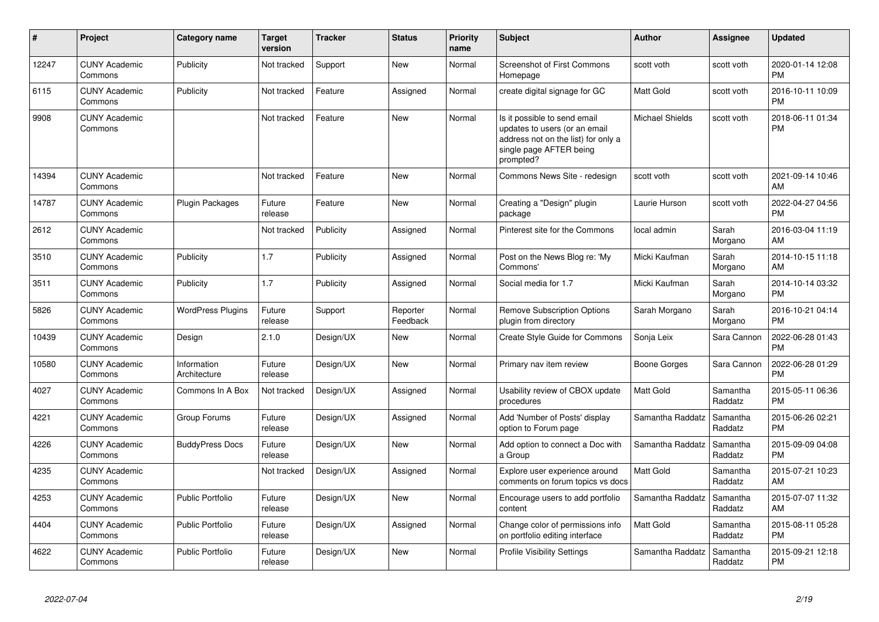| # | Project | Category name | Target version | Tracker | Status | Priority name | Subject | Author | Assignee | Updated |
|---|---|---|---|---|---|---|---|---|---|---|
| 12247 | CUNY Academic Commons | Publicity | Not tracked | Support | New | Normal | Screenshot of First Commons Homepage | scott voth | scott voth | 2020-01-14 12:08 PM |
| 6115 | CUNY Academic Commons | Publicity | Not tracked | Feature | Assigned | Normal | create digital signage for GC | Matt Gold | scott voth | 2016-10-11 10:09 PM |
| 9908 | CUNY Academic Commons | | Not tracked | Feature | New | Normal | Is it possible to send email updates to users (or an email address not on the list) for only a single page AFTER being prompted? | Michael Shields | scott voth | 2018-06-11 01:34 PM |
| 14394 | CUNY Academic Commons | | Not tracked | Feature | New | Normal | Commons News Site - redesign | scott voth | scott voth | 2021-09-14 10:46 AM |
| 14787 | CUNY Academic Commons | Plugin Packages | Future release | Feature | New | Normal | Creating a "Design" plugin package | Laurie Hurson | scott voth | 2022-04-27 04:56 PM |
| 2612 | CUNY Academic Commons | | Not tracked | Publicity | Assigned | Normal | Pinterest site for the Commons | local admin | Sarah Morgano | 2016-03-04 11:19 AM |
| 3510 | CUNY Academic Commons | Publicity | 1.7 | Publicity | Assigned | Normal | Post on the News Blog re: 'My Commons' | Micki Kaufman | Sarah Morgano | 2014-10-15 11:18 AM |
| 3511 | CUNY Academic Commons | Publicity | 1.7 | Publicity | Assigned | Normal | Social media for 1.7 | Micki Kaufman | Sarah Morgano | 2014-10-14 03:32 PM |
| 5826 | CUNY Academic Commons | WordPress Plugins | Future release | Support | Reporter Feedback | Normal | Remove Subscription Options plugin from directory | Sarah Morgano | Sarah Morgano | 2016-10-21 04:14 PM |
| 10439 | CUNY Academic Commons | Design | 2.1.0 | Design/UX | New | Normal | Create Style Guide for Commons | Sonja Leix | Sara Cannon | 2022-06-28 01:43 PM |
| 10580 | CUNY Academic Commons | Information Architecture | Future release | Design/UX | New | Normal | Primary nav item review | Boone Gorges | Sara Cannon | 2022-06-28 01:29 PM |
| 4027 | CUNY Academic Commons | Commons In A Box | Not tracked | Design/UX | Assigned | Normal | Usability review of CBOX update procedures | Matt Gold | Samantha Raddatz | 2015-05-11 06:36 PM |
| 4221 | CUNY Academic Commons | Group Forums | Future release | Design/UX | Assigned | Normal | Add 'Number of Posts' display option to Forum page | Samantha Raddatz | Samantha Raddatz | 2015-06-26 02:21 PM |
| 4226 | CUNY Academic Commons | BuddyPress Docs | Future release | Design/UX | New | Normal | Add option to connect a Doc with a Group | Samantha Raddatz | Samantha Raddatz | 2015-09-09 04:08 PM |
| 4235 | CUNY Academic Commons | | Not tracked | Design/UX | Assigned | Normal | Explore user experience around comments on forum topics vs docs | Matt Gold | Samantha Raddatz | 2015-07-21 10:23 AM |
| 4253 | CUNY Academic Commons | Public Portfolio | Future release | Design/UX | New | Normal | Encourage users to add portfolio content | Samantha Raddatz | Samantha Raddatz | 2015-07-07 11:32 AM |
| 4404 | CUNY Academic Commons | Public Portfolio | Future release | Design/UX | Assigned | Normal | Change color of permissions info on portfolio editing interface | Matt Gold | Samantha Raddatz | 2015-08-11 05:28 PM |
| 4622 | CUNY Academic Commons | Public Portfolio | Future release | Design/UX | New | Normal | Profile Visibility Settings | Samantha Raddatz | Samantha Raddatz | 2015-09-21 12:18 PM |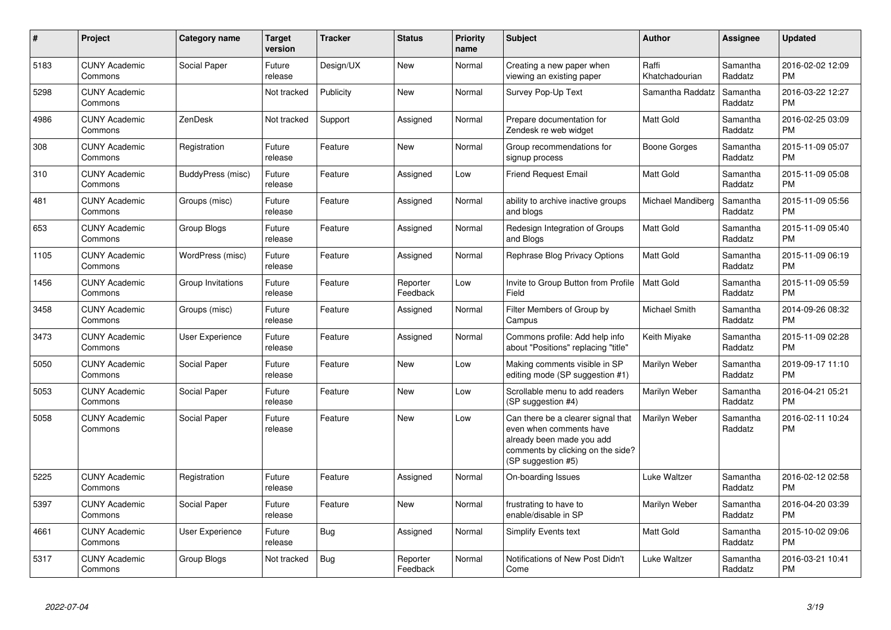| # | Project | Category name | Target version | Tracker | Status | Priority name | Subject | Author | Assignee | Updated |
|---|---|---|---|---|---|---|---|---|---|---|
| 5183 | CUNY Academic Commons | Social Paper | Future release | Design/UX | New | Normal | Creating a new paper when viewing an existing paper | Raffi Khatchadourian | Samantha Raddatz | 2016-02-02 12:09 PM |
| 5298 | CUNY Academic Commons | | Not tracked | Publicity | New | Normal | Survey Pop-Up Text | Samantha Raddatz | Samantha Raddatz | 2016-03-22 12:27 PM |
| 4986 | CUNY Academic Commons | ZenDesk | Not tracked | Support | Assigned | Normal | Prepare documentation for Zendesk re web widget | Matt Gold | Samantha Raddatz | 2016-02-25 03:09 PM |
| 308 | CUNY Academic Commons | Registration | Future release | Feature | New | Normal | Group recommendations for signup process | Boone Gorges | Samantha Raddatz | 2015-11-09 05:07 PM |
| 310 | CUNY Academic Commons | BuddyPress (misc) | Future release | Feature | Assigned | Low | Friend Request Email | Matt Gold | Samantha Raddatz | 2015-11-09 05:08 PM |
| 481 | CUNY Academic Commons | Groups (misc) | Future release | Feature | Assigned | Normal | ability to archive inactive groups and blogs | Michael Mandiberg | Samantha Raddatz | 2015-11-09 05:56 PM |
| 653 | CUNY Academic Commons | Group Blogs | Future release | Feature | Assigned | Normal | Redesign Integration of Groups and Blogs | Matt Gold | Samantha Raddatz | 2015-11-09 05:40 PM |
| 1105 | CUNY Academic Commons | WordPress (misc) | Future release | Feature | Assigned | Normal | Rephrase Blog Privacy Options | Matt Gold | Samantha Raddatz | 2015-11-09 06:19 PM |
| 1456 | CUNY Academic Commons | Group Invitations | Future release | Feature | Reporter Feedback | Low | Invite to Group Button from Profile Field | Matt Gold | Samantha Raddatz | 2015-11-09 05:59 PM |
| 3458 | CUNY Academic Commons | Groups (misc) | Future release | Feature | Assigned | Normal | Filter Members of Group by Campus | Michael Smith | Samantha Raddatz | 2014-09-26 08:32 PM |
| 3473 | CUNY Academic Commons | User Experience | Future release | Feature | Assigned | Normal | Commons profile: Add help info about "Positions" replacing "title" | Keith Miyake | Samantha Raddatz | 2015-11-09 02:28 PM |
| 5050 | CUNY Academic Commons | Social Paper | Future release | Feature | New | Low | Making comments visible in SP editing mode (SP suggestion #1) | Marilyn Weber | Samantha Raddatz | 2019-09-17 11:10 PM |
| 5053 | CUNY Academic Commons | Social Paper | Future release | Feature | New | Low | Scrollable menu to add readers (SP suggestion #4) | Marilyn Weber | Samantha Raddatz | 2016-04-21 05:21 PM |
| 5058 | CUNY Academic Commons | Social Paper | Future release | Feature | New | Low | Can there be a clearer signal that even when comments have already been made you add comments by clicking on the side? (SP suggestion #5) | Marilyn Weber | Samantha Raddatz | 2016-02-11 10:24 PM |
| 5225 | CUNY Academic Commons | Registration | Future release | Feature | Assigned | Normal | On-boarding Issues | Luke Waltzer | Samantha Raddatz | 2016-02-12 02:58 PM |
| 5397 | CUNY Academic Commons | Social Paper | Future release | Feature | New | Normal | frustrating to have to enable/disable in SP | Marilyn Weber | Samantha Raddatz | 2016-04-20 03:39 PM |
| 4661 | CUNY Academic Commons | User Experience | Future release | Bug | Assigned | Normal | Simplify Events text | Matt Gold | Samantha Raddatz | 2015-10-02 09:06 PM |
| 5317 | CUNY Academic Commons | Group Blogs | Not tracked | Bug | Reporter Feedback | Normal | Notifications of New Post Didn't Come | Luke Waltzer | Samantha Raddatz | 2016-03-21 10:41 PM |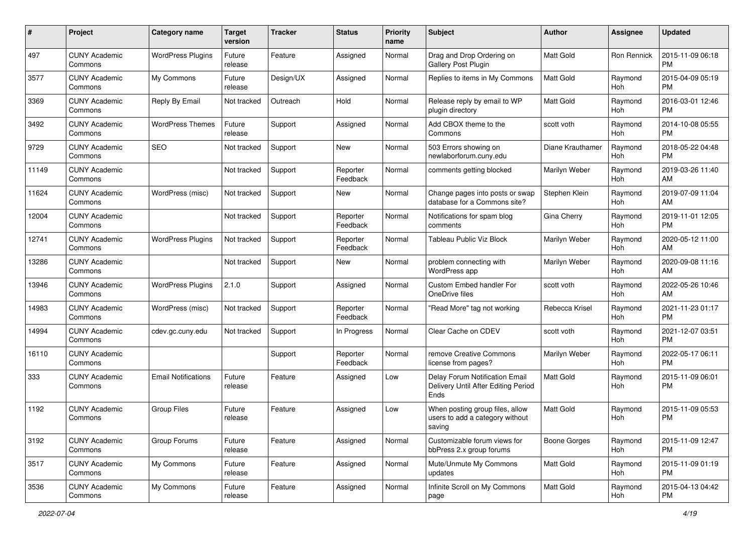| # | Project | Category name | Target version | Tracker | Status | Priority name | Subject | Author | Assignee | Updated |
|---|---|---|---|---|---|---|---|---|---|---|
| 497 | CUNY Academic Commons | WordPress Plugins | Future release | Feature | Assigned | Normal | Drag and Drop Ordering on Gallery Post Plugin | Matt Gold | Ron Rennick | 2015-11-09 06:18 PM |
| 3577 | CUNY Academic Commons | My Commons | Future release | Design/UX | Assigned | Normal | Replies to items in My Commons | Matt Gold | Raymond Hoh | 2015-04-09 05:19 PM |
| 3369 | CUNY Academic Commons | Reply By Email | Not tracked | Outreach | Hold | Normal | Release reply by email to WP plugin directory | Matt Gold | Raymond Hoh | 2016-03-01 12:46 PM |
| 3492 | CUNY Academic Commons | WordPress Themes | Future release | Support | Assigned | Normal | Add CBOX theme to the Commons | scott voth | Raymond Hoh | 2014-10-08 05:55 PM |
| 9729 | CUNY Academic Commons | SEO | Not tracked | Support | New | Normal | 503 Errors showing on newlaborforum.cuny.edu | Diane Krauthamer | Raymond Hoh | 2018-05-22 04:48 PM |
| 11149 | CUNY Academic Commons | | Not tracked | Support | Reporter Feedback | Normal | comments getting blocked | Marilyn Weber | Raymond Hoh | 2019-03-26 11:40 AM |
| 11624 | CUNY Academic Commons | WordPress (misc) | Not tracked | Support | New | Normal | Change pages into posts or swap database for a Commons site? | Stephen Klein | Raymond Hoh | 2019-07-09 11:04 AM |
| 12004 | CUNY Academic Commons | | Not tracked | Support | Reporter Feedback | Normal | Notifications for spam blog comments | Gina Cherry | Raymond Hoh | 2019-11-01 12:05 PM |
| 12741 | CUNY Academic Commons | WordPress Plugins | Not tracked | Support | Reporter Feedback | Normal | Tableau Public Viz Block | Marilyn Weber | Raymond Hoh | 2020-05-12 11:00 AM |
| 13286 | CUNY Academic Commons | | Not tracked | Support | New | Normal | problem connecting with WordPress app | Marilyn Weber | Raymond Hoh | 2020-09-08 11:16 AM |
| 13946 | CUNY Academic Commons | WordPress Plugins | 2.1.0 | Support | Assigned | Normal | Custom Embed handler For OneDrive files | scott voth | Raymond Hoh | 2022-05-26 10:46 AM |
| 14983 | CUNY Academic Commons | WordPress (misc) | Not tracked | Support | Reporter Feedback | Normal | "Read More" tag not working | Rebecca Krisel | Raymond Hoh | 2021-11-23 01:17 PM |
| 14994 | CUNY Academic Commons | cdev.gc.cuny.edu | Not tracked | Support | In Progress | Normal | Clear Cache on CDEV | scott voth | Raymond Hoh | 2021-12-07 03:51 PM |
| 16110 | CUNY Academic Commons | | | Support | Reporter Feedback | Normal | remove Creative Commons license from pages? | Marilyn Weber | Raymond Hoh | 2022-05-17 06:11 PM |
| 333 | CUNY Academic Commons | Email Notifications | Future release | Feature | Assigned | Low | Delay Forum Notification Email Delivery Until After Editing Period Ends | Matt Gold | Raymond Hoh | 2015-11-09 06:01 PM |
| 1192 | CUNY Academic Commons | Group Files | Future release | Feature | Assigned | Low | When posting group files, allow users to add a category without saving | Matt Gold | Raymond Hoh | 2015-11-09 05:53 PM |
| 3192 | CUNY Academic Commons | Group Forums | Future release | Feature | Assigned | Normal | Customizable forum views for bbPress 2.x group forums | Boone Gorges | Raymond Hoh | 2015-11-09 12:47 PM |
| 3517 | CUNY Academic Commons | My Commons | Future release | Feature | Assigned | Normal | Mute/Unmute My Commons updates | Matt Gold | Raymond Hoh | 2015-11-09 01:19 PM |
| 3536 | CUNY Academic Commons | My Commons | Future release | Feature | Assigned | Normal | Infinite Scroll on My Commons page | Matt Gold | Raymond Hoh | 2015-04-13 04:42 PM |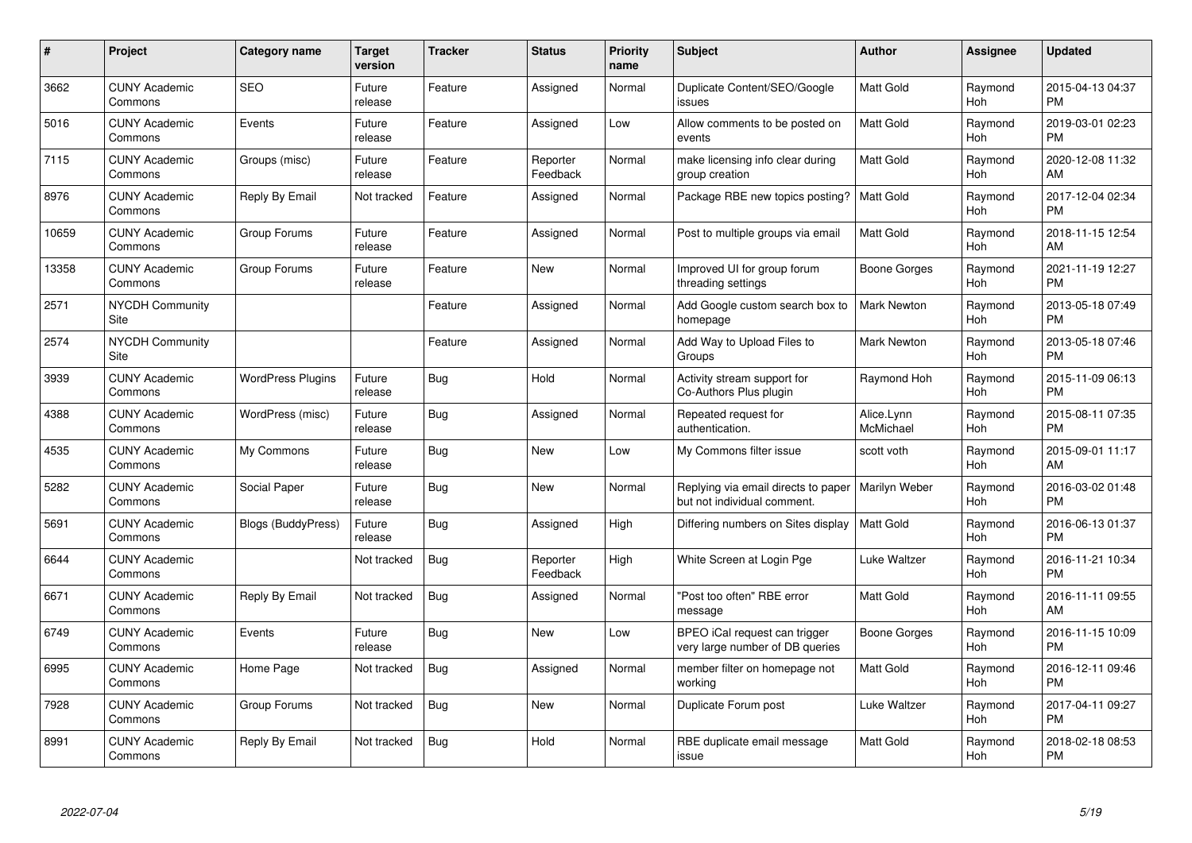| # | Project | Category name | Target version | Tracker | Status | Priority name | Subject | Author | Assignee | Updated |
|---|---|---|---|---|---|---|---|---|---|---|
| 3662 | CUNY Academic Commons | SEO | Future release | Feature | Assigned | Normal | Duplicate Content/SEO/Google issues | Matt Gold | Raymond Hoh | 2015-04-13 04:37 PM |
| 5016 | CUNY Academic Commons | Events | Future release | Feature | Assigned | Low | Allow comments to be posted on events | Matt Gold | Raymond Hoh | 2019-03-01 02:23 PM |
| 7115 | CUNY Academic Commons | Groups (misc) | Future release | Feature | Reporter Feedback | Normal | make licensing info clear during group creation | Matt Gold | Raymond Hoh | 2020-12-08 11:32 AM |
| 8976 | CUNY Academic Commons | Reply By Email | Not tracked | Feature | Assigned | Normal | Package RBE new topics posting? | Matt Gold | Raymond Hoh | 2017-12-04 02:34 PM |
| 10659 | CUNY Academic Commons | Group Forums | Future release | Feature | Assigned | Normal | Post to multiple groups via email | Matt Gold | Raymond Hoh | 2018-11-15 12:54 AM |
| 13358 | CUNY Academic Commons | Group Forums | Future release | Feature | New | Normal | Improved UI for group forum threading settings | Boone Gorges | Raymond Hoh | 2021-11-19 12:27 PM |
| 2571 | NYCDH Community Site | | | Feature | Assigned | Normal | Add Google custom search box to homepage | Mark Newton | Raymond Hoh | 2013-05-18 07:49 PM |
| 2574 | NYCDH Community Site | | | Feature | Assigned | Normal | Add Way to Upload Files to Groups | Mark Newton | Raymond Hoh | 2013-05-18 07:46 PM |
| 3939 | CUNY Academic Commons | WordPress Plugins | Future release | Bug | Hold | Normal | Activity stream support for Co-Authors Plus plugin | Raymond Hoh | Raymond Hoh | 2015-11-09 06:13 PM |
| 4388 | CUNY Academic Commons | WordPress (misc) | Future release | Bug | Assigned | Normal | Repeated request for authentication. | Alice.Lynn McMichael | Raymond Hoh | 2015-08-11 07:35 PM |
| 4535 | CUNY Academic Commons | My Commons | Future release | Bug | New | Low | My Commons filter issue | scott voth | Raymond Hoh | 2015-09-01 11:17 AM |
| 5282 | CUNY Academic Commons | Social Paper | Future release | Bug | New | Normal | Replying via email directs to paper but not individual comment. | Marilyn Weber | Raymond Hoh | 2016-03-02 01:48 PM |
| 5691 | CUNY Academic Commons | Blogs (BuddyPress) | Future release | Bug | Assigned | High | Differing numbers on Sites display | Matt Gold | Raymond Hoh | 2016-06-13 01:37 PM |
| 6644 | CUNY Academic Commons | | Not tracked | Bug | Reporter Feedback | High | White Screen at Login Pge | Luke Waltzer | Raymond Hoh | 2016-11-21 10:34 PM |
| 6671 | CUNY Academic Commons | Reply By Email | Not tracked | Bug | Assigned | Normal | "Post too often" RBE error message | Matt Gold | Raymond Hoh | 2016-11-11 09:55 AM |
| 6749 | CUNY Academic Commons | Events | Future release | Bug | New | Low | BPEO iCal request can trigger very large number of DB queries | Boone Gorges | Raymond Hoh | 2016-11-15 10:09 PM |
| 6995 | CUNY Academic Commons | Home Page | Not tracked | Bug | Assigned | Normal | member filter on homepage not working | Matt Gold | Raymond Hoh | 2016-12-11 09:46 PM |
| 7928 | CUNY Academic Commons | Group Forums | Not tracked | Bug | New | Normal | Duplicate Forum post | Luke Waltzer | Raymond Hoh | 2017-04-11 09:27 PM |
| 8991 | CUNY Academic Commons | Reply By Email | Not tracked | Bug | Hold | Normal | RBE duplicate email message issue | Matt Gold | Raymond Hoh | 2018-02-18 08:53 PM |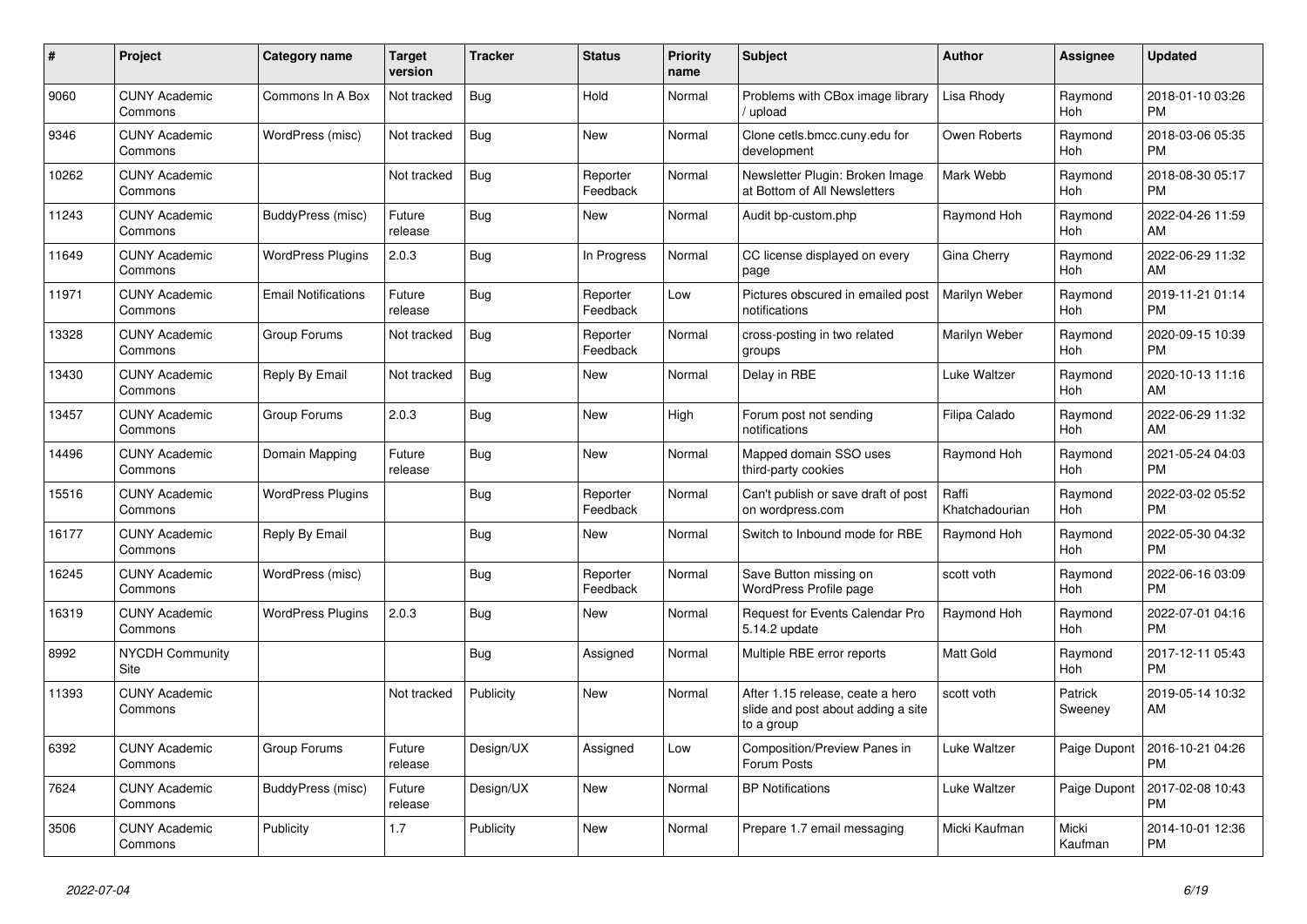| # | Project | Category name | Target version | Tracker | Status | Priority name | Subject | Author | Assignee | Updated |
|---|---|---|---|---|---|---|---|---|---|---|
| 9060 | CUNY Academic Commons | Commons In A Box | Not tracked | Bug | Hold | Normal | Problems with CBox image library / upload | Lisa Rhody | Raymond Hoh | 2018-01-10 03:26 PM |
| 9346 | CUNY Academic Commons | WordPress (misc) | Not tracked | Bug | New | Normal | Clone cetls.bmcc.cuny.edu for development | Owen Roberts | Raymond Hoh | 2018-03-06 05:35 PM |
| 10262 | CUNY Academic Commons | | Not tracked | Bug | Reporter Feedback | Normal | Newsletter Plugin: Broken Image at Bottom of All Newsletters | Mark Webb | Raymond Hoh | 2018-08-30 05:17 PM |
| 11243 | CUNY Academic Commons | BuddyPress (misc) | Future release | Bug | New | Normal | Audit bp-custom.php | Raymond Hoh | Raymond Hoh | 2022-04-26 11:59 AM |
| 11649 | CUNY Academic Commons | WordPress Plugins | 2.0.3 | Bug | In Progress | Normal | CC license displayed on every page | Gina Cherry | Raymond Hoh | 2022-06-29 11:32 AM |
| 11971 | CUNY Academic Commons | Email Notifications | Future release | Bug | Reporter Feedback | Low | Pictures obscured in emailed post notifications | Marilyn Weber | Raymond Hoh | 2019-11-21 01:14 PM |
| 13328 | CUNY Academic Commons | Group Forums | Not tracked | Bug | Reporter Feedback | Normal | cross-posting in two related groups | Marilyn Weber | Raymond Hoh | 2020-09-15 10:39 PM |
| 13430 | CUNY Academic Commons | Reply By Email | Not tracked | Bug | New | Normal | Delay in RBE | Luke Waltzer | Raymond Hoh | 2020-10-13 11:16 AM |
| 13457 | CUNY Academic Commons | Group Forums | 2.0.3 | Bug | New | High | Forum post not sending notifications | Filipa Calado | Raymond Hoh | 2022-06-29 11:32 AM |
| 14496 | CUNY Academic Commons | Domain Mapping | Future release | Bug | New | Normal | Mapped domain SSO uses third-party cookies | Raymond Hoh | Raymond Hoh | 2021-05-24 04:03 PM |
| 15516 | CUNY Academic Commons | WordPress Plugins | | Bug | Reporter Feedback | Normal | Can't publish or save draft of post on wordpress.com | Raffi Khatchadourian | Raymond Hoh | 2022-03-02 05:52 PM |
| 16177 | CUNY Academic Commons | Reply By Email | | Bug | New | Normal | Switch to Inbound mode for RBE | Raymond Hoh | Raymond Hoh | 2022-05-30 04:32 PM |
| 16245 | CUNY Academic Commons | WordPress (misc) | | Bug | Reporter Feedback | Normal | Save Button missing on WordPress Profile page | scott voth | Raymond Hoh | 2022-06-16 03:09 PM |
| 16319 | CUNY Academic Commons | WordPress Plugins | 2.0.3 | Bug | New | Normal | Request for Events Calendar Pro 5.14.2 update | Raymond Hoh | Raymond Hoh | 2022-07-01 04:16 PM |
| 8992 | NYCDH Community Site | | | Bug | Assigned | Normal | Multiple RBE error reports | Matt Gold | Raymond Hoh | 2017-12-11 05:43 PM |
| 11393 | CUNY Academic Commons | | Not tracked | Publicity | New | Normal | After 1.15 release, ceate a hero slide and post about adding a site to a group | scott voth | Patrick Sweeney | 2019-05-14 10:32 AM |
| 6392 | CUNY Academic Commons | Group Forums | Future release | Design/UX | Assigned | Low | Composition/Preview Panes in Forum Posts | Luke Waltzer | Paige Dupont | 2016-10-21 04:26 PM |
| 7624 | CUNY Academic Commons | BuddyPress (misc) | Future release | Design/UX | New | Normal | BP Notifications | Luke Waltzer | Paige Dupont | 2017-02-08 10:43 PM |
| 3506 | CUNY Academic Commons | Publicity | 1.7 | Publicity | New | Normal | Prepare 1.7 email messaging | Micki Kaufman | Micki Kaufman | 2014-10-01 12:36 PM |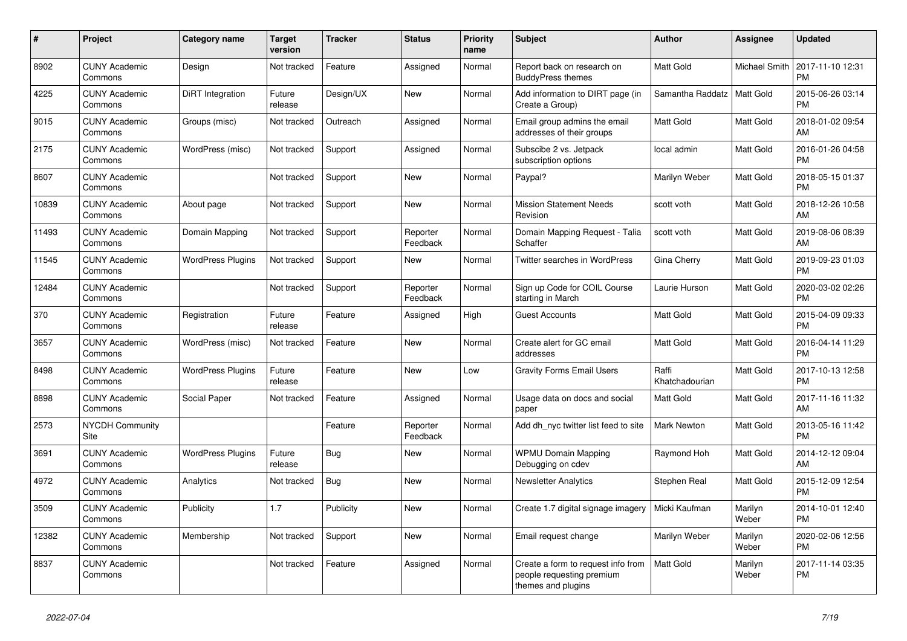| # | Project | Category name | Target version | Tracker | Status | Priority name | Subject | Author | Assignee | Updated |
|---|---|---|---|---|---|---|---|---|---|---|
| 8902 | CUNY Academic Commons | Design | Not tracked | Feature | Assigned | Normal | Report back on research on BuddyPress themes | Matt Gold | Michael Smith | 2017-11-10 12:31 PM |
| 4225 | CUNY Academic Commons | DiRT Integration | Future release | Design/UX | New | Normal | Add information to DIRT page (in Create a Group) | Samantha Raddatz | Matt Gold | 2015-06-26 03:14 PM |
| 9015 | CUNY Academic Commons | Groups (misc) | Not tracked | Outreach | Assigned | Normal | Email group admins the email addresses of their groups | Matt Gold | Matt Gold | 2018-01-02 09:54 AM |
| 2175 | CUNY Academic Commons | WordPress (misc) | Not tracked | Support | Assigned | Normal | Subscibe 2 vs. Jetpack subscription options | local admin | Matt Gold | 2016-01-26 04:58 PM |
| 8607 | CUNY Academic Commons | | Not tracked | Support | New | Normal | Paypal? | Marilyn Weber | Matt Gold | 2018-05-15 01:37 PM |
| 10839 | CUNY Academic Commons | About page | Not tracked | Support | New | Normal | Mission Statement Needs Revision | scott voth | Matt Gold | 2018-12-26 10:58 AM |
| 11493 | CUNY Academic Commons | Domain Mapping | Not tracked | Support | Reporter Feedback | Normal | Domain Mapping Request - Talia Schaffer | scott voth | Matt Gold | 2019-08-06 08:39 AM |
| 11545 | CUNY Academic Commons | WordPress Plugins | Not tracked | Support | New | Normal | Twitter searches in WordPress | Gina Cherry | Matt Gold | 2019-09-23 01:03 PM |
| 12484 | CUNY Academic Commons | | Not tracked | Support | Reporter Feedback | Normal | Sign up Code for COIL Course starting in March | Laurie Hurson | Matt Gold | 2020-03-02 02:26 PM |
| 370 | CUNY Academic Commons | Registration | Future release | Feature | Assigned | High | Guest Accounts | Matt Gold | Matt Gold | 2015-04-09 09:33 PM |
| 3657 | CUNY Academic Commons | WordPress (misc) | Not tracked | Feature | New | Normal | Create alert for GC email addresses | Matt Gold | Matt Gold | 2016-04-14 11:29 PM |
| 8498 | CUNY Academic Commons | WordPress Plugins | Future release | Feature | New | Low | Gravity Forms Email Users | Raffi Khatchadourian | Matt Gold | 2017-10-13 12:58 PM |
| 8898 | CUNY Academic Commons | Social Paper | Not tracked | Feature | Assigned | Normal | Usage data on docs and social paper | Matt Gold | Matt Gold | 2017-11-16 11:32 AM |
| 2573 | NYCDH Community Site | | | Feature | Reporter Feedback | Normal | Add dh_nyc twitter list feed to site | Mark Newton | Matt Gold | 2013-05-16 11:42 PM |
| 3691 | CUNY Academic Commons | WordPress Plugins | Future release | Bug | New | Normal | WPMU Domain Mapping Debugging on cdev | Raymond Hoh | Matt Gold | 2014-12-12 09:04 AM |
| 4972 | CUNY Academic Commons | Analytics | Not tracked | Bug | New | Normal | Newsletter Analytics | Stephen Real | Matt Gold | 2015-12-09 12:54 PM |
| 3509 | CUNY Academic Commons | Publicity | 1.7 | Publicity | New | Normal | Create 1.7 digital signage imagery | Micki Kaufman | Marilyn Weber | 2014-10-01 12:40 PM |
| 12382 | CUNY Academic Commons | Membership | Not tracked | Support | New | Normal | Email request change | Marilyn Weber | Marilyn Weber | 2020-02-06 12:56 PM |
| 8837 | CUNY Academic Commons | | Not tracked | Feature | Assigned | Normal | Create a form to request info from people requesting premium themes and plugins | Matt Gold | Marilyn Weber | 2017-11-14 03:35 PM |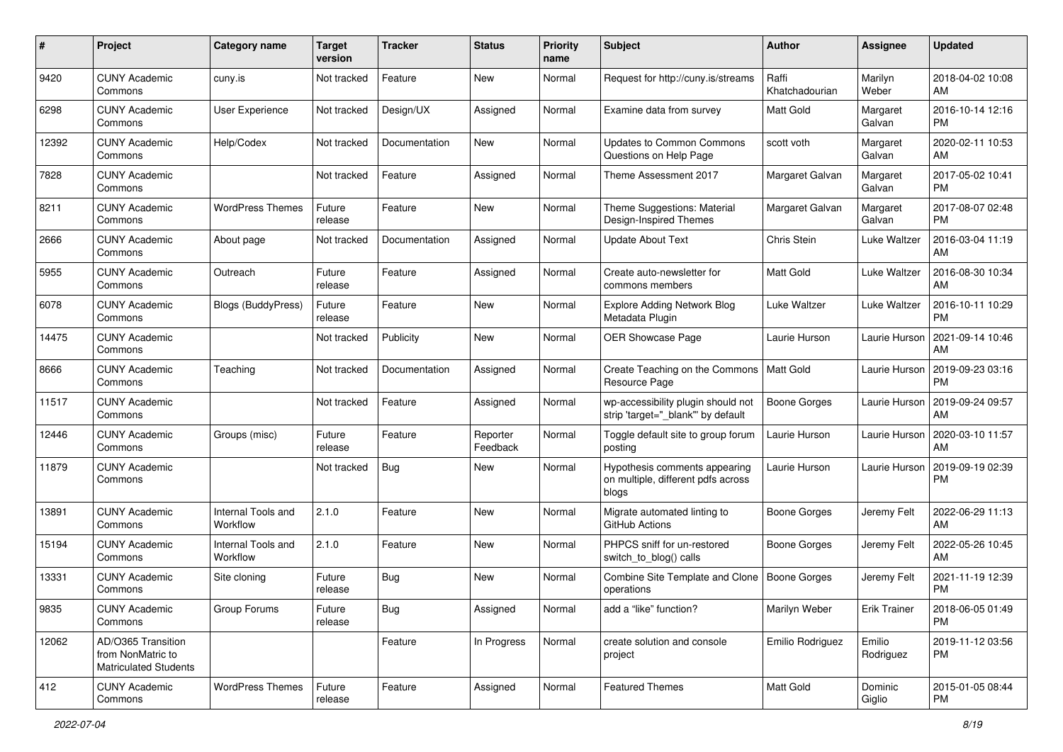| # | Project | Category name | Target version | Tracker | Status | Priority name | Subject | Author | Assignee | Updated |
|---|---|---|---|---|---|---|---|---|---|---|
| 9420 | CUNY Academic Commons | cuny.is | Not tracked | Feature | New | Normal | Request for http://cuny.is/streams | Raffi Khatchadourian | Marilyn Weber | 2018-04-02 10:08 AM |
| 6298 | CUNY Academic Commons | User Experience | Not tracked | Design/UX | Assigned | Normal | Examine data from survey | Matt Gold | Margaret Galvan | 2016-10-14 12:16 PM |
| 12392 | CUNY Academic Commons | Help/Codex | Not tracked | Documentation | New | Normal | Updates to Common Commons Questions on Help Page | scott voth | Margaret Galvan | 2020-02-11 10:53 AM |
| 7828 | CUNY Academic Commons | | Not tracked | Feature | Assigned | Normal | Theme Assessment 2017 | Margaret Galvan | Margaret Galvan | 2017-05-02 10:41 PM |
| 8211 | CUNY Academic Commons | WordPress Themes | Future release | Feature | New | Normal | Theme Suggestions: Material Design-Inspired Themes | Margaret Galvan | Margaret Galvan | 2017-08-07 02:48 PM |
| 2666 | CUNY Academic Commons | About page | Not tracked | Documentation | Assigned | Normal | Update About Text | Chris Stein | Luke Waltzer | 2016-03-04 11:19 AM |
| 5955 | CUNY Academic Commons | Outreach | Future release | Feature | Assigned | Normal | Create auto-newsletter for commons members | Matt Gold | Luke Waltzer | 2016-08-30 10:34 AM |
| 6078 | CUNY Academic Commons | Blogs (BuddyPress) | Future release | Feature | New | Normal | Explore Adding Network Blog Metadata Plugin | Luke Waltzer | Luke Waltzer | 2016-10-11 10:29 PM |
| 14475 | CUNY Academic Commons | | Not tracked | Publicity | New | Normal | OER Showcase Page | Laurie Hurson | Laurie Hurson | 2021-09-14 10:46 AM |
| 8666 | CUNY Academic Commons | Teaching | Not tracked | Documentation | Assigned | Normal | Create Teaching on the Commons Resource Page | Matt Gold | Laurie Hurson | 2019-09-23 03:16 PM |
| 11517 | CUNY Academic Commons | | Not tracked | Feature | Assigned | Normal | wp-accessibility plugin should not strip 'target="_blank"' by default | Boone Gorges | Laurie Hurson | 2019-09-24 09:57 AM |
| 12446 | CUNY Academic Commons | Groups (misc) | Future release | Feature | Reporter Feedback | Normal | Toggle default site to group forum posting | Laurie Hurson | Laurie Hurson | 2020-03-10 11:57 AM |
| 11879 | CUNY Academic Commons | | Not tracked | Bug | New | Normal | Hypothesis comments appearing on multiple, different pdfs across blogs | Laurie Hurson | Laurie Hurson | 2019-09-19 02:39 PM |
| 13891 | CUNY Academic Commons | Internal Tools and Workflow | 2.1.0 | Feature | New | Normal | Migrate automated linting to GitHub Actions | Boone Gorges | Jeremy Felt | 2022-06-29 11:13 AM |
| 15194 | CUNY Academic Commons | Internal Tools and Workflow | 2.1.0 | Feature | New | Normal | PHPCS sniff for un-restored switch_to_blog() calls | Boone Gorges | Jeremy Felt | 2022-05-26 10:45 AM |
| 13331 | CUNY Academic Commons | Site cloning | Future release | Bug | New | Normal | Combine Site Template and Clone operations | Boone Gorges | Jeremy Felt | 2021-11-19 12:39 PM |
| 9835 | CUNY Academic Commons | Group Forums | Future release | Bug | Assigned | Normal | add a "like" function? | Marilyn Weber | Erik Trainer | 2018-06-05 01:49 PM |
| 12062 | AD/O365 Transition from NonMatric to Matriculated Students | | | Feature | In Progress | Normal | create solution and console project | Emilio Rodriguez | Emilio Rodriguez | 2019-11-12 03:56 PM |
| 412 | CUNY Academic Commons | WordPress Themes | Future release | Feature | Assigned | Normal | Featured Themes | Matt Gold | Dominic Giglio | 2015-01-05 08:44 PM |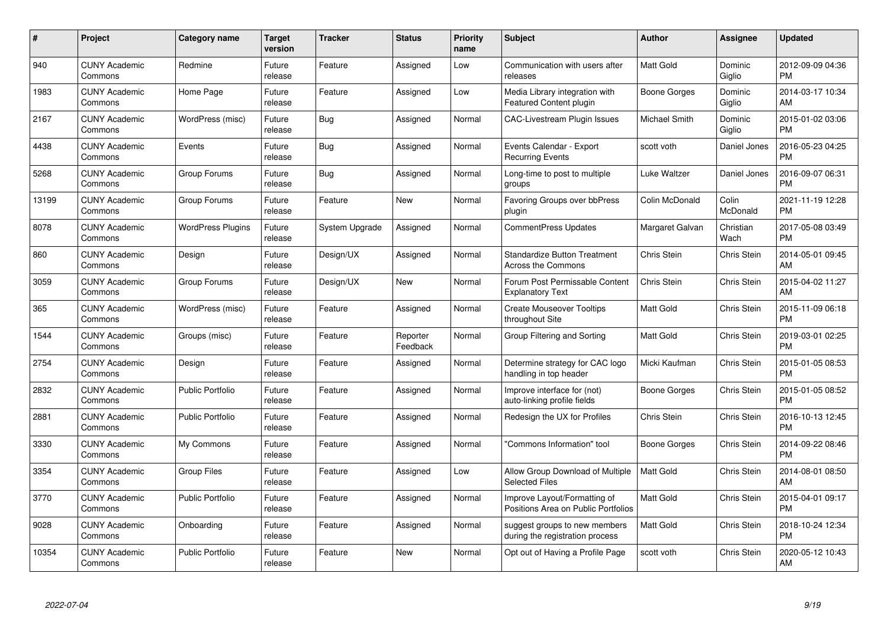| # | Project | Category name | Target version | Tracker | Status | Priority name | Subject | Author | Assignee | Updated |
|---|---|---|---|---|---|---|---|---|---|---|
| 940 | CUNY Academic Commons | Redmine | Future release | Feature | Assigned | Low | Communication with users after releases | Matt Gold | Dominic Giglio | 2012-09-09 04:36 PM |
| 1983 | CUNY Academic Commons | Home Page | Future release | Feature | Assigned | Low | Media Library integration with Featured Content plugin | Boone Gorges | Dominic Giglio | 2014-03-17 10:34 AM |
| 2167 | CUNY Academic Commons | WordPress (misc) | Future release | Bug | Assigned | Normal | CAC-Livestream Plugin Issues | Michael Smith | Dominic Giglio | 2015-01-02 03:06 PM |
| 4438 | CUNY Academic Commons | Events | Future release | Bug | Assigned | Normal | Events Calendar - Export Recurring Events | scott voth | Daniel Jones | 2016-05-23 04:25 PM |
| 5268 | CUNY Academic Commons | Group Forums | Future release | Bug | Assigned | Normal | Long-time to post to multiple groups | Luke Waltzer | Daniel Jones | 2016-09-07 06:31 PM |
| 13199 | CUNY Academic Commons | Group Forums | Future release | Feature | New | Normal | Favoring Groups over bbPress plugin | Colin McDonald | Colin McDonald | 2021-11-19 12:28 PM |
| 8078 | CUNY Academic Commons | WordPress Plugins | Future release | System Upgrade | Assigned | Normal | CommentPress Updates | Margaret Galvan | Christian Wach | 2017-05-08 03:49 PM |
| 860 | CUNY Academic Commons | Design | Future release | Design/UX | Assigned | Normal | Standardize Button Treatment Across the Commons | Chris Stein | Chris Stein | 2014-05-01 09:45 AM |
| 3059 | CUNY Academic Commons | Group Forums | Future release | Design/UX | New | Normal | Forum Post Permissable Content Explanatory Text | Chris Stein | Chris Stein | 2015-04-02 11:27 AM |
| 365 | CUNY Academic Commons | WordPress (misc) | Future release | Feature | Assigned | Normal | Create Mouseover Tooltips throughout Site | Matt Gold | Chris Stein | 2015-11-09 06:18 PM |
| 1544 | CUNY Academic Commons | Groups (misc) | Future release | Feature | Reporter Feedback | Normal | Group Filtering and Sorting | Matt Gold | Chris Stein | 2019-03-01 02:25 PM |
| 2754 | CUNY Academic Commons | Design | Future release | Feature | Assigned | Normal | Determine strategy for CAC logo handling in top header | Micki Kaufman | Chris Stein | 2015-01-05 08:53 PM |
| 2832 | CUNY Academic Commons | Public Portfolio | Future release | Feature | Assigned | Normal | Improve interface for (not) auto-linking profile fields | Boone Gorges | Chris Stein | 2015-01-05 08:52 PM |
| 2881 | CUNY Academic Commons | Public Portfolio | Future release | Feature | Assigned | Normal | Redesign the UX for Profiles | Chris Stein | Chris Stein | 2016-10-13 12:45 PM |
| 3330 | CUNY Academic Commons | My Commons | Future release | Feature | Assigned | Normal | "Commons Information" tool | Boone Gorges | Chris Stein | 2014-09-22 08:46 PM |
| 3354 | CUNY Academic Commons | Group Files | Future release | Feature | Assigned | Low | Allow Group Download of Multiple Selected Files | Matt Gold | Chris Stein | 2014-08-01 08:50 AM |
| 3770 | CUNY Academic Commons | Public Portfolio | Future release | Feature | Assigned | Normal | Improve Layout/Formatting of Positions Area on Public Portfolios | Matt Gold | Chris Stein | 2015-04-01 09:17 PM |
| 9028 | CUNY Academic Commons | Onboarding | Future release | Feature | Assigned | Normal | suggest groups to new members during the registration process | Matt Gold | Chris Stein | 2018-10-24 12:34 PM |
| 10354 | CUNY Academic Commons | Public Portfolio | Future release | Feature | New | Normal | Opt out of Having a Profile Page | scott voth | Chris Stein | 2020-05-12 10:43 AM |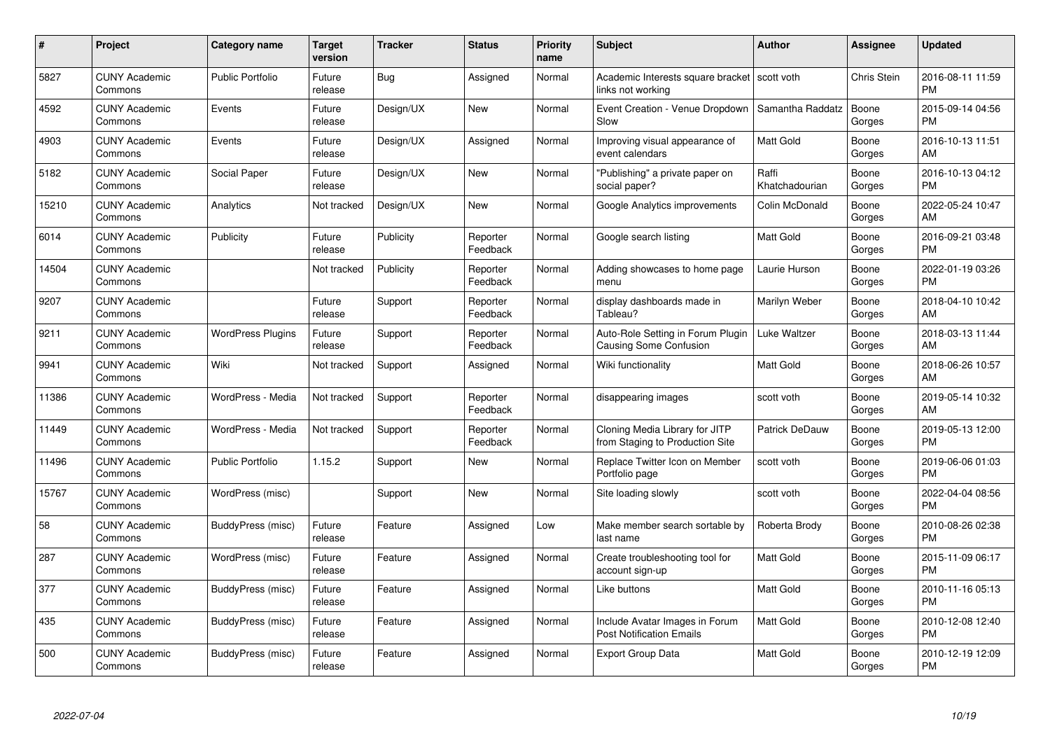| # | Project | Category name | Target version | Tracker | Status | Priority name | Subject | Author | Assignee | Updated |
|---|---|---|---|---|---|---|---|---|---|---|
| 5827 | CUNY Academic Commons | Public Portfolio | Future release | Bug | Assigned | Normal | Academic Interests square bracket links not working | scott voth | Chris Stein | 2016-08-11 11:59 PM |
| 4592 | CUNY Academic Commons | Events | Future release | Design/UX | New | Normal | Event Creation - Venue Dropdown Slow | Samantha Raddatz | Boone Gorges | 2015-09-14 04:56 PM |
| 4903 | CUNY Academic Commons | Events | Future release | Design/UX | Assigned | Normal | Improving visual appearance of event calendars | Matt Gold | Boone Gorges | 2016-10-13 11:51 AM |
| 5182 | CUNY Academic Commons | Social Paper | Future release | Design/UX | New | Normal | "Publishing" a private paper on social paper? | Raffi Khatchadourian | Boone Gorges | 2016-10-13 04:12 PM |
| 15210 | CUNY Academic Commons | Analytics | Not tracked | Design/UX | New | Normal | Google Analytics improvements | Colin McDonald | Boone Gorges | 2022-05-24 10:47 AM |
| 6014 | CUNY Academic Commons | Publicity | Future release | Publicity | Reporter Feedback | Normal | Google search listing | Matt Gold | Boone Gorges | 2016-09-21 03:48 PM |
| 14504 | CUNY Academic Commons | | Not tracked | Publicity | Reporter Feedback | Normal | Adding showcases to home page menu | Laurie Hurson | Boone Gorges | 2022-01-19 03:26 PM |
| 9207 | CUNY Academic Commons | | Future release | Support | Reporter Feedback | Normal | display dashboards made in Tableau? | Marilyn Weber | Boone Gorges | 2018-04-10 10:42 AM |
| 9211 | CUNY Academic Commons | WordPress Plugins | Future release | Support | Reporter Feedback | Normal | Auto-Role Setting in Forum Plugin Causing Some Confusion | Luke Waltzer | Boone Gorges | 2018-03-13 11:44 AM |
| 9941 | CUNY Academic Commons | Wiki | Not tracked | Support | Assigned | Normal | Wiki functionality | Matt Gold | Boone Gorges | 2018-06-26 10:57 AM |
| 11386 | CUNY Academic Commons | WordPress - Media | Not tracked | Support | Reporter Feedback | Normal | disappearing images | scott voth | Boone Gorges | 2019-05-14 10:32 AM |
| 11449 | CUNY Academic Commons | WordPress - Media | Not tracked | Support | Reporter Feedback | Normal | Cloning Media Library for JITP from Staging to Production Site | Patrick DeDauw | Boone Gorges | 2019-05-13 12:00 PM |
| 11496 | CUNY Academic Commons | Public Portfolio | 1.15.2 | Support | New | Normal | Replace Twitter Icon on Member Portfolio page | scott voth | Boone Gorges | 2019-06-06 01:03 PM |
| 15767 | CUNY Academic Commons | WordPress (misc) | | Support | New | Normal | Site loading slowly | scott voth | Boone Gorges | 2022-04-04 08:56 PM |
| 58 | CUNY Academic Commons | BuddyPress (misc) | Future release | Feature | Assigned | Low | Make member search sortable by last name | Roberta Brody | Boone Gorges | 2010-08-26 02:38 PM |
| 287 | CUNY Academic Commons | WordPress (misc) | Future release | Feature | Assigned | Normal | Create troubleshooting tool for account sign-up | Matt Gold | Boone Gorges | 2015-11-09 06:17 PM |
| 377 | CUNY Academic Commons | BuddyPress (misc) | Future release | Feature | Assigned | Normal | Like buttons | Matt Gold | Boone Gorges | 2010-11-16 05:13 PM |
| 435 | CUNY Academic Commons | BuddyPress (misc) | Future release | Feature | Assigned | Normal | Include Avatar Images in Forum Post Notification Emails | Matt Gold | Boone Gorges | 2010-12-08 12:40 PM |
| 500 | CUNY Academic Commons | BuddyPress (misc) | Future release | Feature | Assigned | Normal | Export Group Data | Matt Gold | Boone Gorges | 2010-12-19 12:09 PM |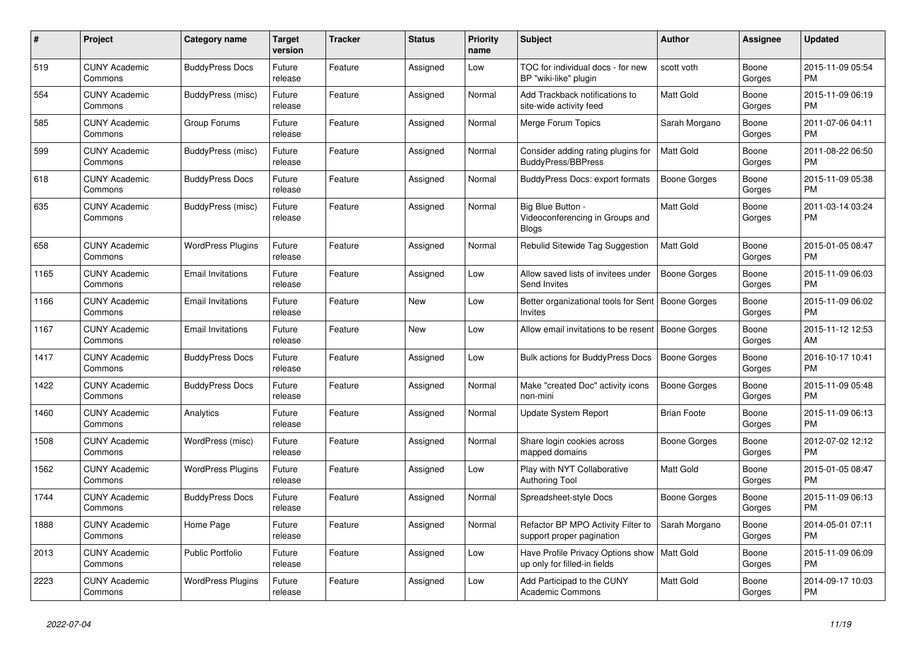| # | Project | Category name | Target version | Tracker | Status | Priority name | Subject | Author | Assignee | Updated |
|---|---|---|---|---|---|---|---|---|---|---|
| 519 | CUNY Academic Commons | BuddyPress Docs | Future release | Feature | Assigned | Low | TOC for individual docs - for new BP "wiki-like" plugin | scott voth | Boone Gorges | 2015-11-09 05:54 PM |
| 554 | CUNY Academic Commons | BuddyPress (misc) | Future release | Feature | Assigned | Normal | Add Trackback notifications to site-wide activity feed | Matt Gold | Boone Gorges | 2015-11-09 06:19 PM |
| 585 | CUNY Academic Commons | Group Forums | Future release | Feature | Assigned | Normal | Merge Forum Topics | Sarah Morgano | Boone Gorges | 2011-07-06 04:11 PM |
| 599 | CUNY Academic Commons | BuddyPress (misc) | Future release | Feature | Assigned | Normal | Consider adding rating plugins for BuddyPress/BBPress | Matt Gold | Boone Gorges | 2011-08-22 06:50 PM |
| 618 | CUNY Academic Commons | BuddyPress Docs | Future release | Feature | Assigned | Normal | BuddyPress Docs: export formats | Boone Gorges | Boone Gorges | 2015-11-09 05:38 PM |
| 635 | CUNY Academic Commons | BuddyPress (misc) | Future release | Feature | Assigned | Normal | Big Blue Button - Videoconferencing in Groups and Blogs | Matt Gold | Boone Gorges | 2011-03-14 03:24 PM |
| 658 | CUNY Academic Commons | WordPress Plugins | Future release | Feature | Assigned | Normal | Rebulid Sitewide Tag Suggestion | Matt Gold | Boone Gorges | 2015-01-05 08:47 PM |
| 1165 | CUNY Academic Commons | Email Invitations | Future release | Feature | Assigned | Low | Allow saved lists of invitees under Send Invites | Boone Gorges | Boone Gorges | 2015-11-09 06:03 PM |
| 1166 | CUNY Academic Commons | Email Invitations | Future release | Feature | New | Low | Better organizational tools for Sent Invites | Boone Gorges | Boone Gorges | 2015-11-09 06:02 PM |
| 1167 | CUNY Academic Commons | Email Invitations | Future release | Feature | New | Low | Allow email invitations to be resent | Boone Gorges | Boone Gorges | 2015-11-12 12:53 AM |
| 1417 | CUNY Academic Commons | BuddyPress Docs | Future release | Feature | Assigned | Low | Bulk actions for BuddyPress Docs | Boone Gorges | Boone Gorges | 2016-10-17 10:41 PM |
| 1422 | CUNY Academic Commons | BuddyPress Docs | Future release | Feature | Assigned | Normal | Make "created Doc" activity icons non-mini | Boone Gorges | Boone Gorges | 2015-11-09 05:48 PM |
| 1460 | CUNY Academic Commons | Analytics | Future release | Feature | Assigned | Normal | Update System Report | Brian Foote | Boone Gorges | 2015-11-09 06:13 PM |
| 1508 | CUNY Academic Commons | WordPress (misc) | Future release | Feature | Assigned | Normal | Share login cookies across mapped domains | Boone Gorges | Boone Gorges | 2012-07-02 12:12 PM |
| 1562 | CUNY Academic Commons | WordPress Plugins | Future release | Feature | Assigned | Low | Play with NYT Collaborative Authoring Tool | Matt Gold | Boone Gorges | 2015-01-05 08:47 PM |
| 1744 | CUNY Academic Commons | BuddyPress Docs | Future release | Feature | Assigned | Normal | Spreadsheet-style Docs | Boone Gorges | Boone Gorges | 2015-11-09 06:13 PM |
| 1888 | CUNY Academic Commons | Home Page | Future release | Feature | Assigned | Normal | Refactor BP MPO Activity Filter to support proper pagination | Sarah Morgano | Boone Gorges | 2014-05-01 07:11 PM |
| 2013 | CUNY Academic Commons | Public Portfolio | Future release | Feature | Assigned | Low | Have Profile Privacy Options show up only for filled-in fields | Matt Gold | Boone Gorges | 2015-11-09 06:09 PM |
| 2223 | CUNY Academic Commons | WordPress Plugins | Future release | Feature | Assigned | Low | Add Participad to the CUNY Academic Commons | Matt Gold | Boone Gorges | 2014-09-17 10:03 PM |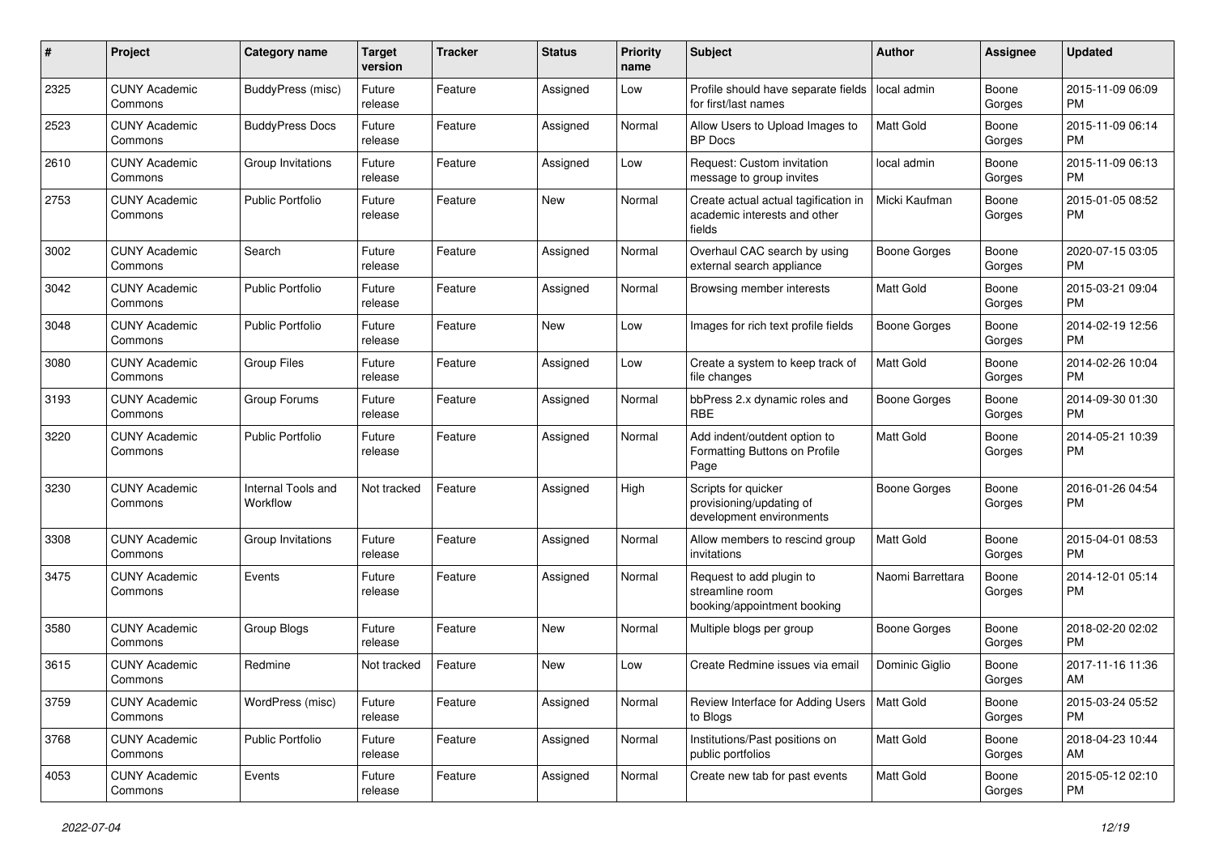| # | Project | Category name | Target version | Tracker | Status | Priority name | Subject | Author | Assignee | Updated |
|---|---|---|---|---|---|---|---|---|---|---|
| 2325 | CUNY Academic Commons | BuddyPress (misc) | Future release | Feature | Assigned | Low | Profile should have separate fields for first/last names | local admin | Boone Gorges | 2015-11-09 06:09 PM |
| 2523 | CUNY Academic Commons | BuddyPress Docs | Future release | Feature | Assigned | Normal | Allow Users to Upload Images to BP Docs | Matt Gold | Boone Gorges | 2015-11-09 06:14 PM |
| 2610 | CUNY Academic Commons | Group Invitations | Future release | Feature | Assigned | Low | Request: Custom invitation message to group invites | local admin | Boone Gorges | 2015-11-09 06:13 PM |
| 2753 | CUNY Academic Commons | Public Portfolio | Future release | Feature | New | Normal | Create actual actual tagification in academic interests and other fields | Micki Kaufman | Boone Gorges | 2015-01-05 08:52 PM |
| 3002 | CUNY Academic Commons | Search | Future release | Feature | Assigned | Normal | Overhaul CAC search by using external search appliance | Boone Gorges | Boone Gorges | 2020-07-15 03:05 PM |
| 3042 | CUNY Academic Commons | Public Portfolio | Future release | Feature | Assigned | Normal | Browsing member interests | Matt Gold | Boone Gorges | 2015-03-21 09:04 PM |
| 3048 | CUNY Academic Commons | Public Portfolio | Future release | Feature | New | Low | Images for rich text profile fields | Boone Gorges | Boone Gorges | 2014-02-19 12:56 PM |
| 3080 | CUNY Academic Commons | Group Files | Future release | Feature | Assigned | Low | Create a system to keep track of file changes | Matt Gold | Boone Gorges | 2014-02-26 10:04 PM |
| 3193 | CUNY Academic Commons | Group Forums | Future release | Feature | Assigned | Normal | bbPress 2.x dynamic roles and RBE | Boone Gorges | Boone Gorges | 2014-09-30 01:30 PM |
| 3220 | CUNY Academic Commons | Public Portfolio | Future release | Feature | Assigned | Normal | Add indent/outdent option to Formatting Buttons on Profile Page | Matt Gold | Boone Gorges | 2014-05-21 10:39 PM |
| 3230 | CUNY Academic Commons | Internal Tools and Workflow | Not tracked | Feature | Assigned | High | Scripts for quicker provisioning/updating of development environments | Boone Gorges | Boone Gorges | 2016-01-26 04:54 PM |
| 3308 | CUNY Academic Commons | Group Invitations | Future release | Feature | Assigned | Normal | Allow members to rescind group invitations | Matt Gold | Boone Gorges | 2015-04-01 08:53 PM |
| 3475 | CUNY Academic Commons | Events | Future release | Feature | Assigned | Normal | Request to add plugin to streamline room booking/appointment booking | Naomi Barrettara | Boone Gorges | 2014-12-01 05:14 PM |
| 3580 | CUNY Academic Commons | Group Blogs | Future release | Feature | New | Normal | Multiple blogs per group | Boone Gorges | Boone Gorges | 2018-02-20 02:02 PM |
| 3615 | CUNY Academic Commons | Redmine | Not tracked | Feature | New | Low | Create Redmine issues via email | Dominic Giglio | Boone Gorges | 2017-11-16 11:36 AM |
| 3759 | CUNY Academic Commons | WordPress (misc) | Future release | Feature | Assigned | Normal | Review Interface for Adding Users to Blogs | Matt Gold | Boone Gorges | 2015-03-24 05:52 PM |
| 3768 | CUNY Academic Commons | Public Portfolio | Future release | Feature | Assigned | Normal | Institutions/Past positions on public portfolios | Matt Gold | Boone Gorges | 2018-04-23 10:44 AM |
| 4053 | CUNY Academic Commons | Events | Future release | Feature | Assigned | Normal | Create new tab for past events | Matt Gold | Boone Gorges | 2015-05-12 02:10 PM |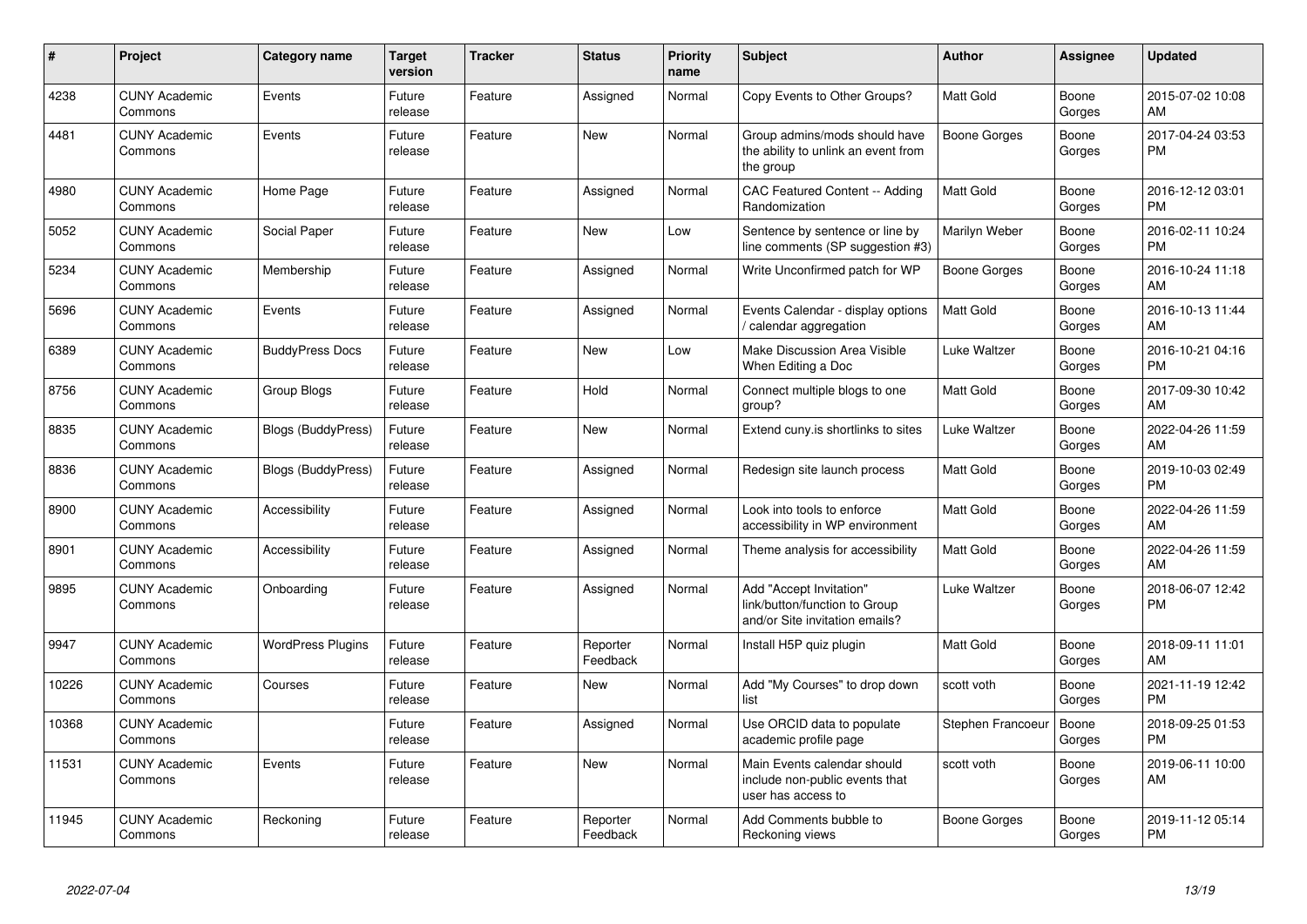| # | Project | Category name | Target version | Tracker | Status | Priority name | Subject | Author | Assignee | Updated |
|---|---|---|---|---|---|---|---|---|---|---|
| 4238 | CUNY Academic Commons | Events | Future release | Feature | Assigned | Normal | Copy Events to Other Groups? | Matt Gold | Boone Gorges | 2015-07-02 10:08 AM |
| 4481 | CUNY Academic Commons | Events | Future release | Feature | New | Normal | Group admins/mods should have the ability to unlink an event from the group | Boone Gorges | Boone Gorges | 2017-04-24 03:53 PM |
| 4980 | CUNY Academic Commons | Home Page | Future release | Feature | Assigned | Normal | CAC Featured Content -- Adding Randomization | Matt Gold | Boone Gorges | 2016-12-12 03:01 PM |
| 5052 | CUNY Academic Commons | Social Paper | Future release | Feature | New | Low | Sentence by sentence or line by line comments (SP suggestion #3) | Marilyn Weber | Boone Gorges | 2016-02-11 10:24 PM |
| 5234 | CUNY Academic Commons | Membership | Future release | Feature | Assigned | Normal | Write Unconfirmed patch for WP | Boone Gorges | Boone Gorges | 2016-10-24 11:18 AM |
| 5696 | CUNY Academic Commons | Events | Future release | Feature | Assigned | Normal | Events Calendar - display options / calendar aggregation | Matt Gold | Boone Gorges | 2016-10-13 11:44 AM |
| 6389 | CUNY Academic Commons | BuddyPress Docs | Future release | Feature | New | Low | Make Discussion Area Visible When Editing a Doc | Luke Waltzer | Boone Gorges | 2016-10-21 04:16 PM |
| 8756 | CUNY Academic Commons | Group Blogs | Future release | Feature | Hold | Normal | Connect multiple blogs to one group? | Matt Gold | Boone Gorges | 2017-09-30 10:42 AM |
| 8835 | CUNY Academic Commons | Blogs (BuddyPress) | Future release | Feature | New | Normal | Extend cuny.is shortlinks to sites | Luke Waltzer | Boone Gorges | 2022-04-26 11:59 AM |
| 8836 | CUNY Academic Commons | Blogs (BuddyPress) | Future release | Feature | Assigned | Normal | Redesign site launch process | Matt Gold | Boone Gorges | 2019-10-03 02:49 PM |
| 8900 | CUNY Academic Commons | Accessibility | Future release | Feature | Assigned | Normal | Look into tools to enforce accessibility in WP environment | Matt Gold | Boone Gorges | 2022-04-26 11:59 AM |
| 8901 | CUNY Academic Commons | Accessibility | Future release | Feature | Assigned | Normal | Theme analysis for accessibility | Matt Gold | Boone Gorges | 2022-04-26 11:59 AM |
| 9895 | CUNY Academic Commons | Onboarding | Future release | Feature | Assigned | Normal | Add "Accept Invitation" link/button/function to Group and/or Site invitation emails? | Luke Waltzer | Boone Gorges | 2018-06-07 12:42 PM |
| 9947 | CUNY Academic Commons | WordPress Plugins | Future release | Feature | Reporter Feedback | Normal | Install H5P quiz plugin | Matt Gold | Boone Gorges | 2018-09-11 11:01 AM |
| 10226 | CUNY Academic Commons | Courses | Future release | Feature | New | Normal | Add "My Courses" to drop down list | scott voth | Boone Gorges | 2021-11-19 12:42 PM |
| 10368 | CUNY Academic Commons | | Future release | Feature | Assigned | Normal | Use ORCID data to populate academic profile page | Stephen Francoeur | Boone Gorges | 2018-09-25 01:53 PM |
| 11531 | CUNY Academic Commons | Events | Future release | Feature | New | Normal | Main Events calendar should include non-public events that user has access to | scott voth | Boone Gorges | 2019-06-11 10:00 AM |
| 11945 | CUNY Academic Commons | Reckoning | Future release | Feature | Reporter Feedback | Normal | Add Comments bubble to Reckoning views | Boone Gorges | Boone Gorges | 2019-11-12 05:14 PM |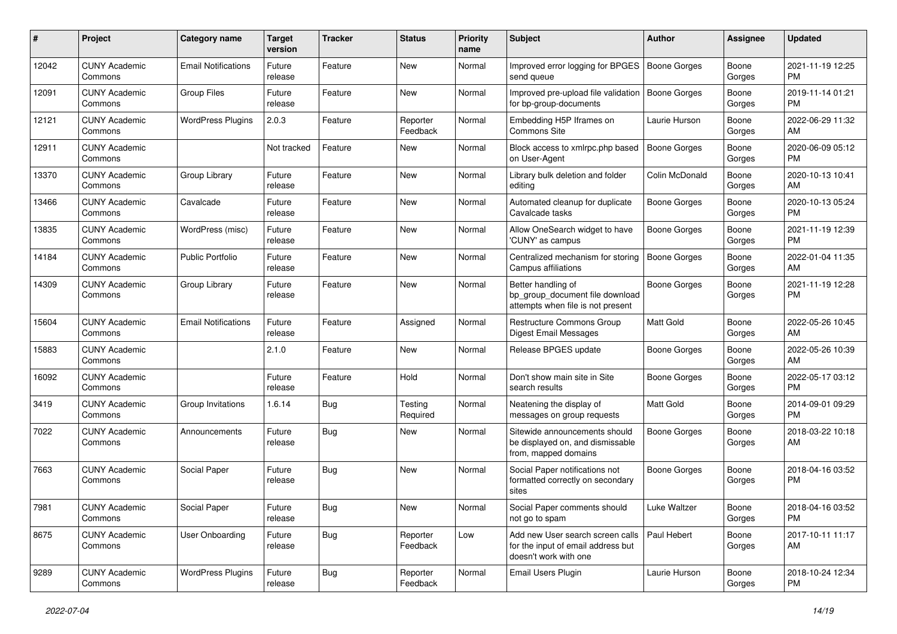| # | Project | Category name | Target version | Tracker | Status | Priority name | Subject | Author | Assignee | Updated |
|---|---|---|---|---|---|---|---|---|---|---|
| 12042 | CUNY Academic Commons | Email Notifications | Future release | Feature | New | Normal | Improved error logging for BPGES send queue | Boone Gorges | Boone Gorges | 2021-11-19 12:25 PM |
| 12091 | CUNY Academic Commons | Group Files | Future release | Feature | New | Normal | Improved pre-upload file validation for bp-group-documents | Boone Gorges | Boone Gorges | 2019-11-14 01:21 PM |
| 12121 | CUNY Academic Commons | WordPress Plugins | 2.0.3 | Feature | Reporter Feedback | Normal | Embedding H5P Iframes on Commons Site | Laurie Hurson | Boone Gorges | 2022-06-29 11:32 AM |
| 12911 | CUNY Academic Commons | | Not tracked | Feature | New | Normal | Block access to xmlrpc.php based on User-Agent | Boone Gorges | Boone Gorges | 2020-06-09 05:12 PM |
| 13370 | CUNY Academic Commons | Group Library | Future release | Feature | New | Normal | Library bulk deletion and folder editing | Colin McDonald | Boone Gorges | 2020-10-13 10:41 AM |
| 13466 | CUNY Academic Commons | Cavalcade | Future release | Feature | New | Normal | Automated cleanup for duplicate Cavalcade tasks | Boone Gorges | Boone Gorges | 2020-10-13 05:24 PM |
| 13835 | CUNY Academic Commons | WordPress (misc) | Future release | Feature | New | Normal | Allow OneSearch widget to have 'CUNY' as campus | Boone Gorges | Boone Gorges | 2021-11-19 12:39 PM |
| 14184 | CUNY Academic Commons | Public Portfolio | Future release | Feature | New | Normal | Centralized mechanism for storing Campus affiliations | Boone Gorges | Boone Gorges | 2022-01-04 11:35 AM |
| 14309 | CUNY Academic Commons | Group Library | Future release | Feature | New | Normal | Better handling of bp_group_document file download attempts when file is not present | Boone Gorges | Boone Gorges | 2021-11-19 12:28 PM |
| 15604 | CUNY Academic Commons | Email Notifications | Future release | Feature | Assigned | Normal | Restructure Commons Group Digest Email Messages | Matt Gold | Boone Gorges | 2022-05-26 10:45 AM |
| 15883 | CUNY Academic Commons | | 2.1.0 | Feature | New | Normal | Release BPGES update | Boone Gorges | Boone Gorges | 2022-05-26 10:39 AM |
| 16092 | CUNY Academic Commons | | Future release | Feature | Hold | Normal | Don't show main site in Site search results | Boone Gorges | Boone Gorges | 2022-05-17 03:12 PM |
| 3419 | CUNY Academic Commons | Group Invitations | 1.6.14 | Bug | Testing Required | Normal | Neatening the display of messages on group requests | Matt Gold | Boone Gorges | 2014-09-01 09:29 PM |
| 7022 | CUNY Academic Commons | Announcements | Future release | Bug | New | Normal | Sitewide announcements should be displayed on, and dismissable from, mapped domains | Boone Gorges | Boone Gorges | 2018-03-22 10:18 AM |
| 7663 | CUNY Academic Commons | Social Paper | Future release | Bug | New | Normal | Social Paper notifications not formatted correctly on secondary sites | Boone Gorges | Boone Gorges | 2018-04-16 03:52 PM |
| 7981 | CUNY Academic Commons | Social Paper | Future release | Bug | New | Normal | Social Paper comments should not go to spam | Luke Waltzer | Boone Gorges | 2018-04-16 03:52 PM |
| 8675 | CUNY Academic Commons | User Onboarding | Future release | Bug | Reporter Feedback | Low | Add new User search screen calls for the input of email address but doesn't work with one | Paul Hebert | Boone Gorges | 2017-10-11 11:17 AM |
| 9289 | CUNY Academic Commons | WordPress Plugins | Future release | Bug | Reporter Feedback | Normal | Email Users Plugin | Laurie Hurson | Boone Gorges | 2018-10-24 12:34 PM |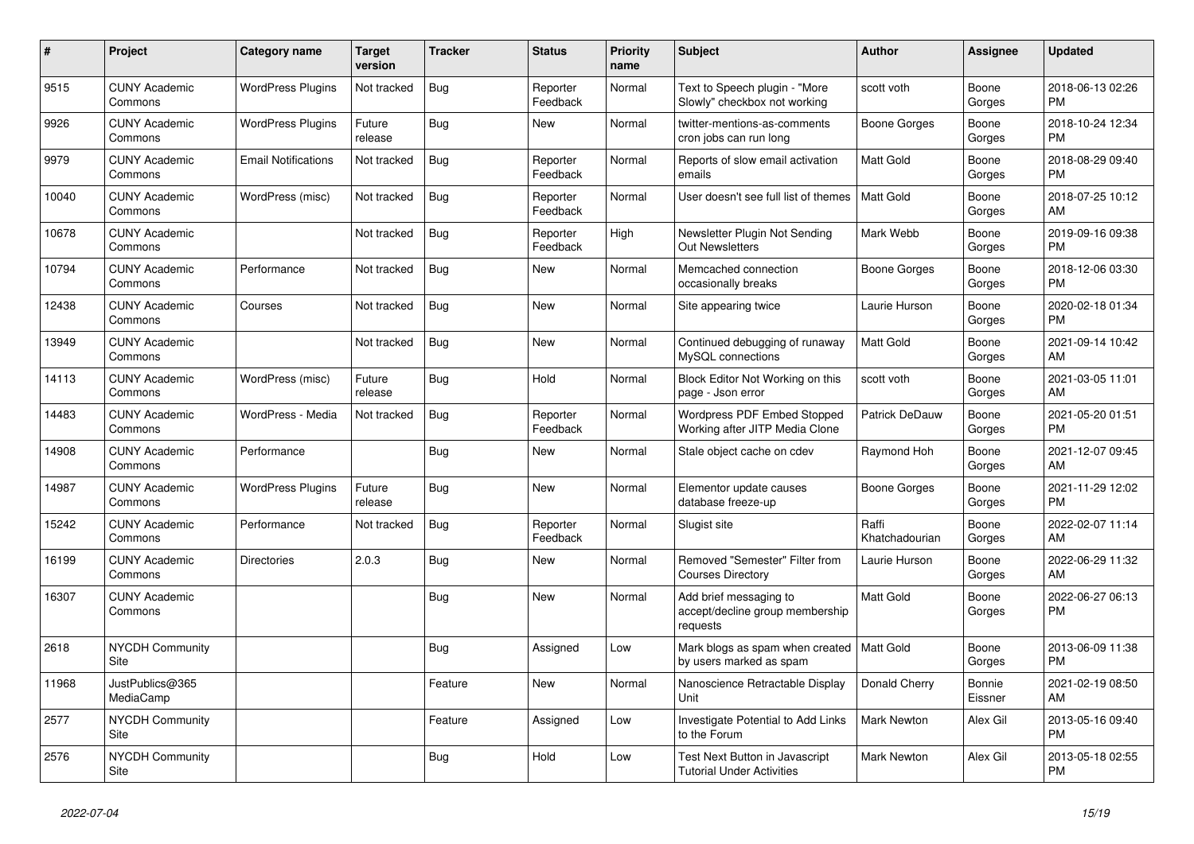| # | Project | Category name | Target version | Tracker | Status | Priority name | Subject | Author | Assignee | Updated |
|---|---|---|---|---|---|---|---|---|---|---|
| 9515 | CUNY Academic Commons | WordPress Plugins | Not tracked | Bug | Reporter Feedback | Normal | Text to Speech plugin - "More Slowly" checkbox not working | scott voth | Boone Gorges | 2018-06-13 02:26 PM |
| 9926 | CUNY Academic Commons | WordPress Plugins | Future release | Bug | New | Normal | twitter-mentions-as-comments cron jobs can run long | Boone Gorges | Boone Gorges | 2018-10-24 12:34 PM |
| 9979 | CUNY Academic Commons | Email Notifications | Not tracked | Bug | Reporter Feedback | Normal | Reports of slow email activation emails | Matt Gold | Boone Gorges | 2018-08-29 09:40 PM |
| 10040 | CUNY Academic Commons | WordPress (misc) | Not tracked | Bug | Reporter Feedback | Normal | User doesn't see full list of themes | Matt Gold | Boone Gorges | 2018-07-25 10:12 AM |
| 10678 | CUNY Academic Commons | | Not tracked | Bug | Reporter Feedback | High | Newsletter Plugin Not Sending Out Newsletters | Mark Webb | Boone Gorges | 2019-09-16 09:38 PM |
| 10794 | CUNY Academic Commons | Performance | Not tracked | Bug | New | Normal | Memcached connection occasionally breaks | Boone Gorges | Boone Gorges | 2018-12-06 03:30 PM |
| 12438 | CUNY Academic Commons | Courses | Not tracked | Bug | New | Normal | Site appearing twice | Laurie Hurson | Boone Gorges | 2020-02-18 01:34 PM |
| 13949 | CUNY Academic Commons | | Not tracked | Bug | New | Normal | Continued debugging of runaway MySQL connections | Matt Gold | Boone Gorges | 2021-09-14 10:42 AM |
| 14113 | CUNY Academic Commons | WordPress (misc) | Future release | Bug | Hold | Normal | Block Editor Not Working on this page - Json error | scott voth | Boone Gorges | 2021-03-05 11:01 AM |
| 14483 | CUNY Academic Commons | WordPress - Media | Not tracked | Bug | Reporter Feedback | Normal | Wordpress PDF Embed Stopped Working after JITP Media Clone | Patrick DeDauw | Boone Gorges | 2021-05-20 01:51 PM |
| 14908 | CUNY Academic Commons | Performance | | Bug | New | Normal | Stale object cache on cdev | Raymond Hoh | Boone Gorges | 2021-12-07 09:45 AM |
| 14987 | CUNY Academic Commons | WordPress Plugins | Future release | Bug | New | Normal | Elementor update causes database freeze-up | Boone Gorges | Boone Gorges | 2021-11-29 12:02 PM |
| 15242 | CUNY Academic Commons | Performance | Not tracked | Bug | Reporter Feedback | Normal | Slugist site | Raffi Khatchadourian | Boone Gorges | 2022-02-07 11:14 AM |
| 16199 | CUNY Academic Commons | Directories | 2.0.3 | Bug | New | Normal | Removed "Semester" Filter from Courses Directory | Laurie Hurson | Boone Gorges | 2022-06-29 11:32 AM |
| 16307 | CUNY Academic Commons | | | Bug | New | Normal | Add brief messaging to accept/decline group membership requests | Matt Gold | Boone Gorges | 2022-06-27 06:13 PM |
| 2618 | NYCDH Community Site | | | Bug | Assigned | Low | Mark blogs as spam when created by users marked as spam | Matt Gold | Boone Gorges | 2013-06-09 11:38 PM |
| 11968 | JustPublics@365 MediaCamp | | | Feature | New | Normal | Nanoscience Retractable Display Unit | Donald Cherry | Bonnie Eissner | 2021-02-19 08:50 AM |
| 2577 | NYCDH Community Site | | | Feature | Assigned | Low | Investigate Potential to Add Links to the Forum | Mark Newton | Alex Gil | 2013-05-16 09:40 PM |
| 2576 | NYCDH Community Site | | | Bug | Hold | Low | Test Next Button in Javascript Tutorial Under Activities | Mark Newton | Alex Gil | 2013-05-18 02:55 PM |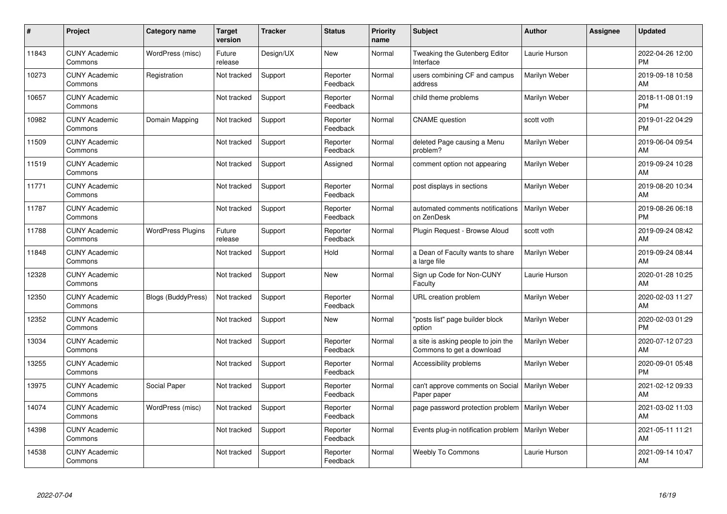| # | Project | Category name | Target version | Tracker | Status | Priority name | Subject | Author | Assignee | Updated |
|---|---|---|---|---|---|---|---|---|---|---|
| 11843 | CUNY Academic Commons | WordPress (misc) | Future release | Design/UX | New | Normal | Tweaking the Gutenberg Editor Interface | Laurie Hurson | | 2022-04-26 12:00 PM |
| 10273 | CUNY Academic Commons | Registration | Not tracked | Support | Reporter Feedback | Normal | users combining CF and campus address | Marilyn Weber | | 2019-09-18 10:58 AM |
| 10657 | CUNY Academic Commons | | Not tracked | Support | Reporter Feedback | Normal | child theme problems | Marilyn Weber | | 2018-11-08 01:19 PM |
| 10982 | CUNY Academic Commons | Domain Mapping | Not tracked | Support | Reporter Feedback | Normal | CNAME question | scott voth | | 2019-01-22 04:29 PM |
| 11509 | CUNY Academic Commons | | Not tracked | Support | Reporter Feedback | Normal | deleted Page causing a Menu problem? | Marilyn Weber | | 2019-06-04 09:54 AM |
| 11519 | CUNY Academic Commons | | Not tracked | Support | Assigned | Normal | comment option not appearing | Marilyn Weber | | 2019-09-24 10:28 AM |
| 11771 | CUNY Academic Commons | | Not tracked | Support | Reporter Feedback | Normal | post displays in sections | Marilyn Weber | | 2019-08-20 10:34 AM |
| 11787 | CUNY Academic Commons | | Not tracked | Support | Reporter Feedback | Normal | automated comments notifications on ZenDesk | Marilyn Weber | | 2019-08-26 06:18 PM |
| 11788 | CUNY Academic Commons | WordPress Plugins | Future release | Support | Reporter Feedback | Normal | Plugin Request - Browse Aloud | scott voth | | 2019-09-24 08:42 AM |
| 11848 | CUNY Academic Commons | | Not tracked | Support | Hold | Normal | a Dean of Faculty wants to share a large file | Marilyn Weber | | 2019-09-24 08:44 AM |
| 12328 | CUNY Academic Commons | | Not tracked | Support | New | Normal | Sign up Code for Non-CUNY Faculty | Laurie Hurson | | 2020-01-28 10:25 AM |
| 12350 | CUNY Academic Commons | Blogs (BuddyPress) | Not tracked | Support | Reporter Feedback | Normal | URL creation problem | Marilyn Weber | | 2020-02-03 11:27 AM |
| 12352 | CUNY Academic Commons | | Not tracked | Support | New | Normal | "posts list" page builder block option | Marilyn Weber | | 2020-02-03 01:29 PM |
| 13034 | CUNY Academic Commons | | Not tracked | Support | Reporter Feedback | Normal | a site is asking people to join the Commons to get a download | Marilyn Weber | | 2020-07-12 07:23 AM |
| 13255 | CUNY Academic Commons | | Not tracked | Support | Reporter Feedback | Normal | Accessibility problems | Marilyn Weber | | 2020-09-01 05:48 PM |
| 13975 | CUNY Academic Commons | Social Paper | Not tracked | Support | Reporter Feedback | Normal | can't approve comments on Social Paper paper | Marilyn Weber | | 2021-02-12 09:33 AM |
| 14074 | CUNY Academic Commons | WordPress (misc) | Not tracked | Support | Reporter Feedback | Normal | page password protection problem | Marilyn Weber | | 2021-03-02 11:03 AM |
| 14398 | CUNY Academic Commons | | Not tracked | Support | Reporter Feedback | Normal | Events plug-in notification problem | Marilyn Weber | | 2021-05-11 11:21 AM |
| 14538 | CUNY Academic Commons | | Not tracked | Support | Reporter Feedback | Normal | Weebly To Commons | Laurie Hurson | | 2021-09-14 10:47 AM |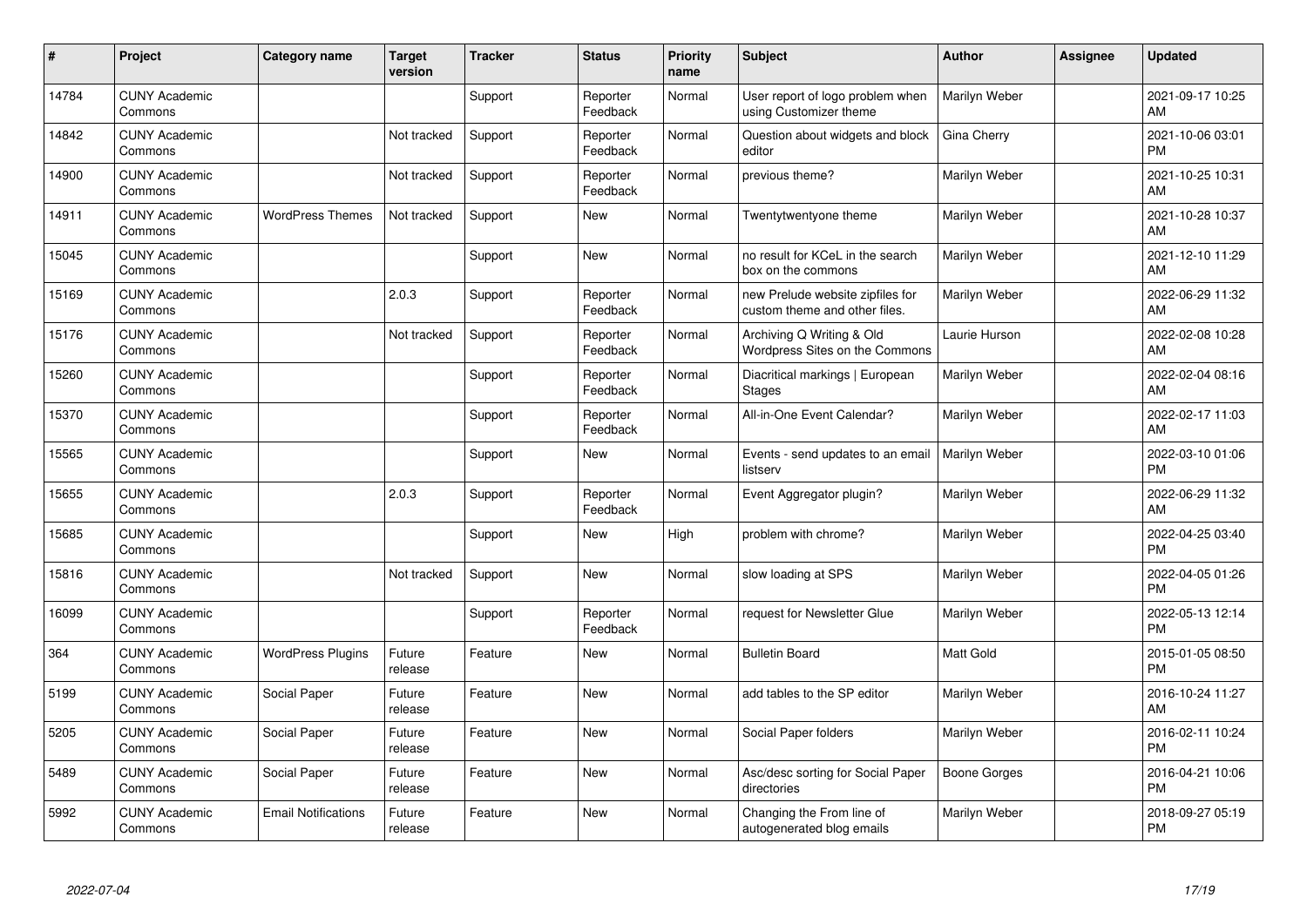| # | Project | Category name | Target version | Tracker | Status | Priority name | Subject | Author | Assignee | Updated |
|---|---|---|---|---|---|---|---|---|---|---|
| 14784 | CUNY Academic Commons | | | Support | Reporter Feedback | Normal | User report of logo problem when using Customizer theme | Marilyn Weber | | 2021-09-17 10:25 AM |
| 14842 | CUNY Academic Commons | | Not tracked | Support | Reporter Feedback | Normal | Question about widgets and block editor | Gina Cherry | | 2021-10-06 03:01 PM |
| 14900 | CUNY Academic Commons | | Not tracked | Support | Reporter Feedback | Normal | previous theme? | Marilyn Weber | | 2021-10-25 10:31 AM |
| 14911 | CUNY Academic Commons | WordPress Themes | Not tracked | Support | New | Normal | Twentytwentyone theme | Marilyn Weber | | 2021-10-28 10:37 AM |
| 15045 | CUNY Academic Commons | | | Support | New | Normal | no result for KCeL in the search box on the commons | Marilyn Weber | | 2021-12-10 11:29 AM |
| 15169 | CUNY Academic Commons | | 2.0.3 | Support | Reporter Feedback | Normal | new Prelude website zipfiles for custom theme and other files. | Marilyn Weber | | 2022-06-29 11:32 AM |
| 15176 | CUNY Academic Commons | | Not tracked | Support | Reporter Feedback | Normal | Archiving Q Writing & Old Wordpress Sites on the Commons | Laurie Hurson | | 2022-02-08 10:28 AM |
| 15260 | CUNY Academic Commons | | | Support | Reporter Feedback | Normal | Diacritical markings \| European Stages | Marilyn Weber | | 2022-02-04 08:16 AM |
| 15370 | CUNY Academic Commons | | | Support | Reporter Feedback | Normal | All-in-One Event Calendar? | Marilyn Weber | | 2022-02-17 11:03 AM |
| 15565 | CUNY Academic Commons | | | Support | New | Normal | Events - send updates to an email listserv | Marilyn Weber | | 2022-03-10 01:06 PM |
| 15655 | CUNY Academic Commons | | 2.0.3 | Support | Reporter Feedback | Normal | Event Aggregator plugin? | Marilyn Weber | | 2022-06-29 11:32 AM |
| 15685 | CUNY Academic Commons | | | Support | New | High | problem with chrome? | Marilyn Weber | | 2022-04-25 03:40 PM |
| 15816 | CUNY Academic Commons | | Not tracked | Support | New | Normal | slow loading at SPS | Marilyn Weber | | 2022-04-05 01:26 PM |
| 16099 | CUNY Academic Commons | | | Support | Reporter Feedback | Normal | request for Newsletter Glue | Marilyn Weber | | 2022-05-13 12:14 PM |
| 364 | CUNY Academic Commons | WordPress Plugins | Future release | Feature | New | Normal | Bulletin Board | Matt Gold | | 2015-01-05 08:50 PM |
| 5199 | CUNY Academic Commons | Social Paper | Future release | Feature | New | Normal | add tables to the SP editor | Marilyn Weber | | 2016-10-24 11:27 AM |
| 5205 | CUNY Academic Commons | Social Paper | Future release | Feature | New | Normal | Social Paper folders | Marilyn Weber | | 2016-02-11 10:24 PM |
| 5489 | CUNY Academic Commons | Social Paper | Future release | Feature | New | Normal | Asc/desc sorting for Social Paper directories | Boone Gorges | | 2016-04-21 10:06 PM |
| 5992 | CUNY Academic Commons | Email Notifications | Future release | Feature | New | Normal | Changing the From line of autogenerated blog emails | Marilyn Weber | | 2018-09-27 05:19 PM |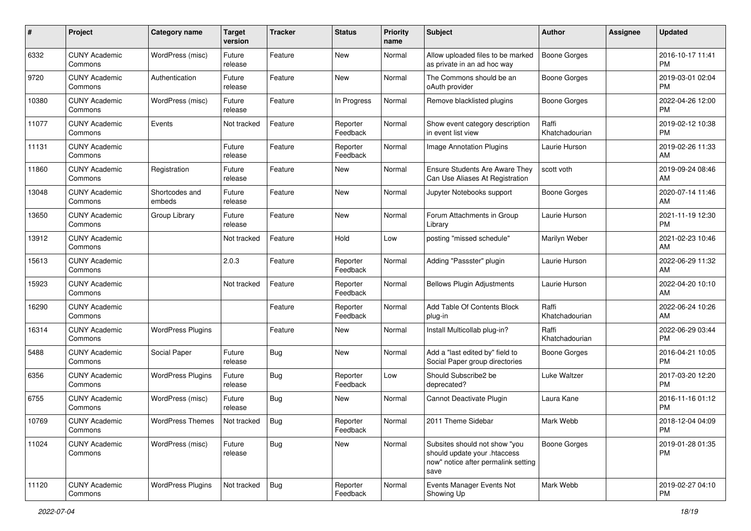| # | Project | Category name | Target version | Tracker | Status | Priority name | Subject | Author | Assignee | Updated |
|---|---|---|---|---|---|---|---|---|---|---|
| 6332 | CUNY Academic Commons | WordPress (misc) | Future release | Feature | New | Normal | Allow uploaded files to be marked as private in an ad hoc way | Boone Gorges | | 2016-10-17 11:41 PM |
| 9720 | CUNY Academic Commons | Authentication | Future release | Feature | New | Normal | The Commons should be an oAuth provider | Boone Gorges | | 2019-03-01 02:04 PM |
| 10380 | CUNY Academic Commons | WordPress (misc) | Future release | Feature | In Progress | Normal | Remove blacklisted plugins | Boone Gorges | | 2022-04-26 12:00 PM |
| 11077 | CUNY Academic Commons | Events | Not tracked | Feature | Reporter Feedback | Normal | Show event category description in event list view | Raffi Khatchadourian | | 2019-02-12 10:38 PM |
| 11131 | CUNY Academic Commons | | Future release | Feature | Reporter Feedback | Normal | Image Annotation Plugins | Laurie Hurson | | 2019-02-26 11:33 AM |
| 11860 | CUNY Academic Commons | Registration | Future release | Feature | New | Normal | Ensure Students Are Aware They Can Use Aliases At Registration | scott voth | | 2019-09-24 08:46 AM |
| 13048 | CUNY Academic Commons | Shortcodes and embeds | Future release | Feature | New | Normal | Jupyter Notebooks support | Boone Gorges | | 2020-07-14 11:46 AM |
| 13650 | CUNY Academic Commons | Group Library | Future release | Feature | New | Normal | Forum Attachments in Group Library | Laurie Hurson | | 2021-11-19 12:30 PM |
| 13912 | CUNY Academic Commons | | Not tracked | Feature | Hold | Low | posting "missed schedule" | Marilyn Weber | | 2021-02-23 10:46 AM |
| 15613 | CUNY Academic Commons | | 2.0.3 | Feature | Reporter Feedback | Normal | Adding "Passster" plugin | Laurie Hurson | | 2022-06-29 11:32 AM |
| 15923 | CUNY Academic Commons | | Not tracked | Feature | Reporter Feedback | Normal | Bellows Plugin Adjustments | Laurie Hurson | | 2022-04-20 10:10 AM |
| 16290 | CUNY Academic Commons | | | Feature | Reporter Feedback | Normal | Add Table Of Contents Block plug-in | Raffi Khatchadourian | | 2022-06-24 10:26 AM |
| 16314 | CUNY Academic Commons | WordPress Plugins | | Feature | New | Normal | Install Multicollab plug-in? | Raffi Khatchadourian | | 2022-06-29 03:44 PM |
| 5488 | CUNY Academic Commons | Social Paper | Future release | Bug | New | Normal | Add a "last edited by" field to Social Paper group directories | Boone Gorges | | 2016-04-21 10:05 PM |
| 6356 | CUNY Academic Commons | WordPress Plugins | Future release | Bug | Reporter Feedback | Low | Should Subscribe2 be deprecated? | Luke Waltzer | | 2017-03-20 12:20 PM |
| 6755 | CUNY Academic Commons | WordPress (misc) | Future release | Bug | New | Normal | Cannot Deactivate Plugin | Laura Kane | | 2016-11-16 01:12 PM |
| 10769 | CUNY Academic Commons | WordPress Themes | Not tracked | Bug | Reporter Feedback | Normal | 2011 Theme Sidebar | Mark Webb | | 2018-12-04 04:09 PM |
| 11024 | CUNY Academic Commons | WordPress (misc) | Future release | Bug | New | Normal | Subsites should not show "you should update your .htaccess now" notice after permalink setting save | Boone Gorges | | 2019-01-28 01:35 PM |
| 11120 | CUNY Academic Commons | WordPress Plugins | Not tracked | Bug | Reporter Feedback | Normal | Events Manager Events Not Showing Up | Mark Webb | | 2019-02-27 04:10 PM |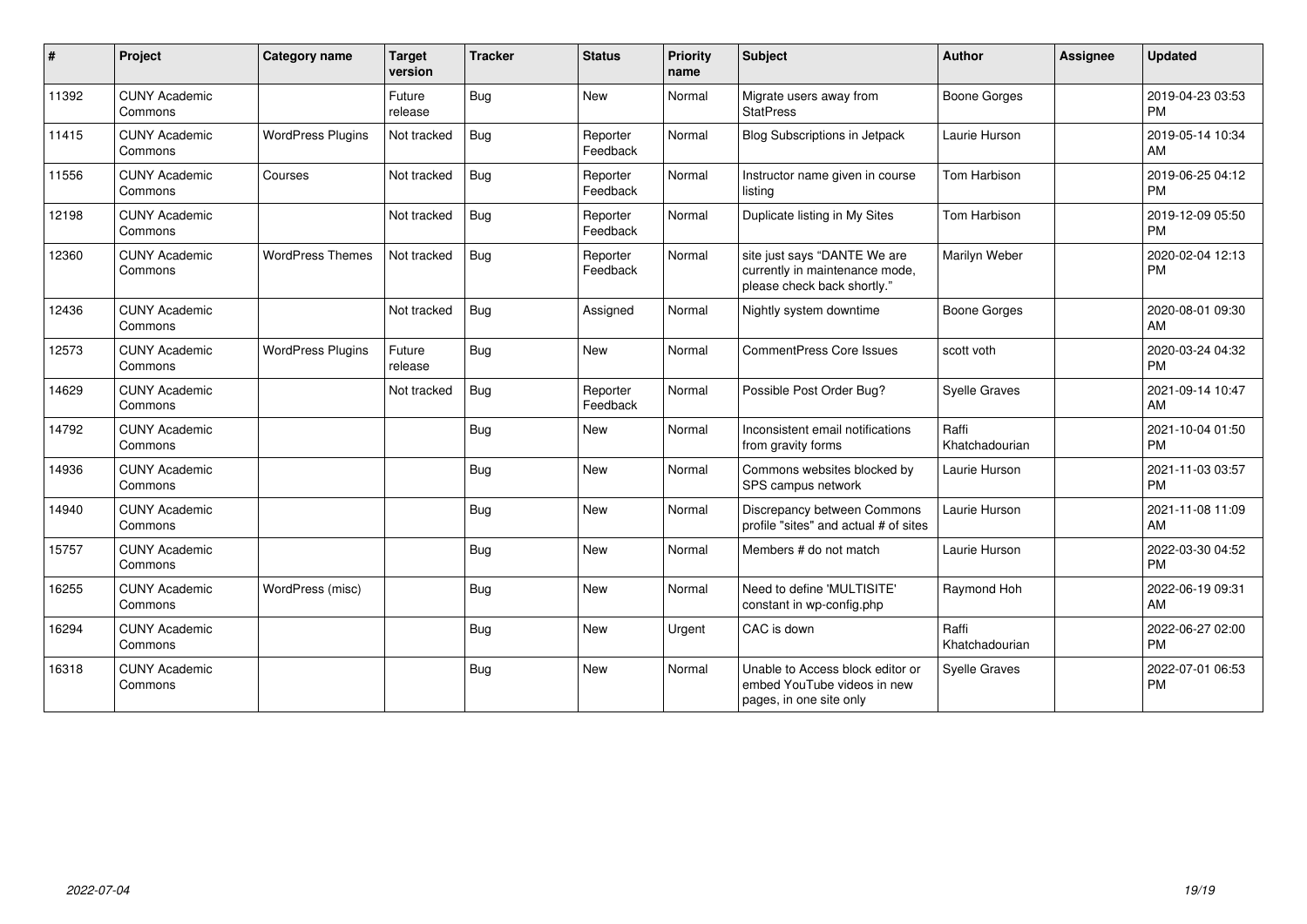| # | Project | Category name | Target version | Tracker | Status | Priority name | Subject | Author | Assignee | Updated |
|---|---|---|---|---|---|---|---|---|---|---|
| 11392 | CUNY Academic Commons | | Future release | Bug | New | Normal | Migrate users away from StatPress | Boone Gorges | | 2019-04-23 03:53 PM |
| 11415 | CUNY Academic Commons | WordPress Plugins | Not tracked | Bug | Reporter Feedback | Normal | Blog Subscriptions in Jetpack | Laurie Hurson | | 2019-05-14 10:34 AM |
| 11556 | CUNY Academic Commons | Courses | Not tracked | Bug | Reporter Feedback | Normal | Instructor name given in course listing | Tom Harbison | | 2019-06-25 04:12 PM |
| 12198 | CUNY Academic Commons | | Not tracked | Bug | Reporter Feedback | Normal | Duplicate listing in My Sites | Tom Harbison | | 2019-12-09 05:50 PM |
| 12360 | CUNY Academic Commons | WordPress Themes | Not tracked | Bug | Reporter Feedback | Normal | site just says "DANTE We are currently in maintenance mode, please check back shortly." | Marilyn Weber | | 2020-02-04 12:13 PM |
| 12436 | CUNY Academic Commons | | Not tracked | Bug | Assigned | Normal | Nightly system downtime | Boone Gorges | | 2020-08-01 09:30 AM |
| 12573 | CUNY Academic Commons | WordPress Plugins | Future release | Bug | New | Normal | CommentPress Core Issues | scott voth | | 2020-03-24 04:32 PM |
| 14629 | CUNY Academic Commons | | Not tracked | Bug | Reporter Feedback | Normal | Possible Post Order Bug? | Syelle Graves | | 2021-09-14 10:47 AM |
| 14792 | CUNY Academic Commons | | | Bug | New | Normal | Inconsistent email notifications from gravity forms | Raffi Khatchadourian | | 2021-10-04 01:50 PM |
| 14936 | CUNY Academic Commons | | | Bug | New | Normal | Commons websites blocked by SPS campus network | Laurie Hurson | | 2021-11-03 03:57 PM |
| 14940 | CUNY Academic Commons | | | Bug | New | Normal | Discrepancy between Commons profile "sites" and actual # of sites | Laurie Hurson | | 2021-11-08 11:09 AM |
| 15757 | CUNY Academic Commons | | | Bug | New | Normal | Members # do not match | Laurie Hurson | | 2022-03-30 04:52 PM |
| 16255 | CUNY Academic Commons | WordPress (misc) | | Bug | New | Normal | Need to define 'MULTISITE' constant in wp-config.php | Raymond Hoh | | 2022-06-19 09:31 AM |
| 16294 | CUNY Academic Commons | | | Bug | New | Urgent | CAC is down | Raffi Khatchadourian | | 2022-06-27 02:00 PM |
| 16318 | CUNY Academic Commons | | | Bug | New | Normal | Unable to Access block editor or embed YouTube videos in new pages, in one site only | Syelle Graves | | 2022-07-01 06:53 PM |